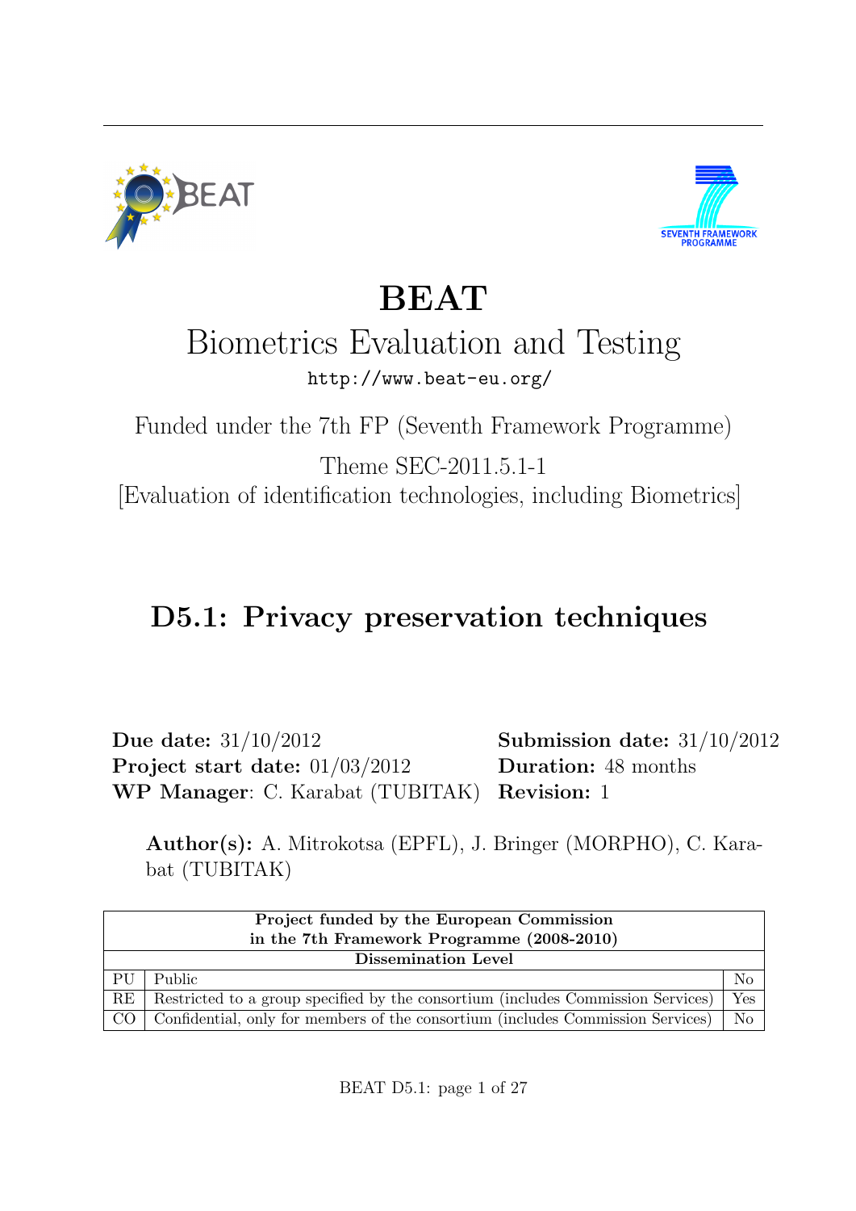# BEAT

## Biometrics Evaluation and Testing

http://www.beat-eu.org/

Funded under the 7th FP (Seventh Framework Programme)

Theme SEC-2011.5.1-1

[Evaluation of identification technologies, including Biometrics]

# D5.1: Privacy preservation techniques

**Due date:** 31/10/2012
**Project start date:** 01/03/2012
**WP Manager**: C. Karabat (TUBITAK)

**Submission date:** 31/10/2012
**Duration:** 48 months
**Revision:** 1

**Author(s):** A. Mitrokotsa (EPFL), J. Bringer (MORPHO), C. Karabat (TUBITAK)

| Project funded by the European Commission in the 7th Framework Programme (2008-2010) | | |
|---|---|---|
| **Dissemination Level** | | |
| PU | Public | No |
| RE | Restricted to a group specified by the consortium (includes Commission Services) | Yes |
| CO | Confidential, only for members of the consortium (includes Commission Services) | No |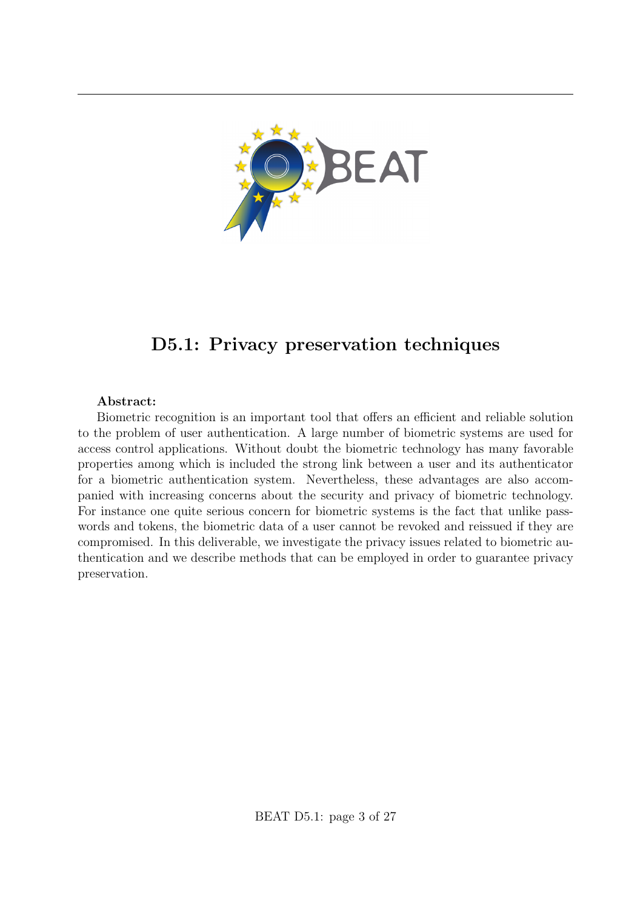# D5.1: Privacy preservation techniques

**Abstract:**

Biometric recognition is an important tool that offers an efficient and reliable solution to the problem of user authentication. A large number of biometric systems are used for access control applications. Without doubt the biometric technology has many favorable properties among which is included the strong link between a user and its authenticator for a biometric authentication system. Nevertheless, these advantages are also accompanied with increasing concerns about the security and privacy of biometric technology. For instance one quite serious concern for biometric systems is the fact that unlike passwords and tokens, the biometric data of a user cannot be revoked and reissued if they are compromised. In this deliverable, we investigate the privacy issues related to biometric authentication and we describe methods that can be employed in order to guarantee privacy preservation.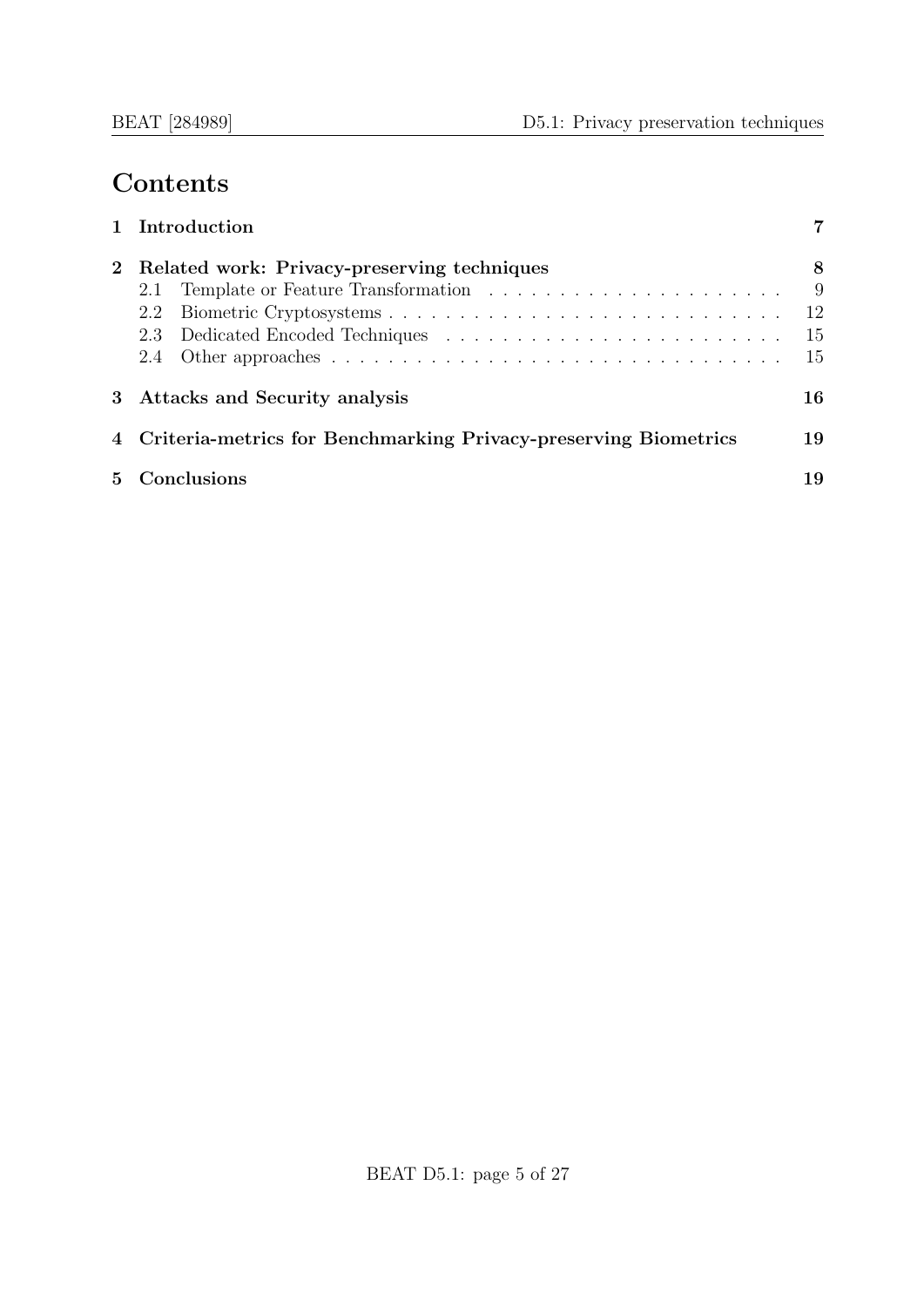# Contents

**1 Introduction** **7**

**2 Related work: Privacy-preserving techniques** **8**

- 2.1 Template or Feature Transformation . . . . . . . . . . . . . . . . . . . . . 9
- 2.2 Biometric Cryptosystems . . . . . . . . . . . . . . . . . . . . . . . . . . . . 12
- 2.3 Dedicated Encoded Techniques . . . . . . . . . . . . . . . . . . . . . . . . 15
- 2.4 Other approaches . . . . . . . . . . . . . . . . . . . . . . . . . . . . . . . . 15

**3 Attacks and Security analysis** **16**

**4 Criteria-metrics for Benchmarking Privacy-preserving Biometrics** **19**

**5 Conclusions** **19**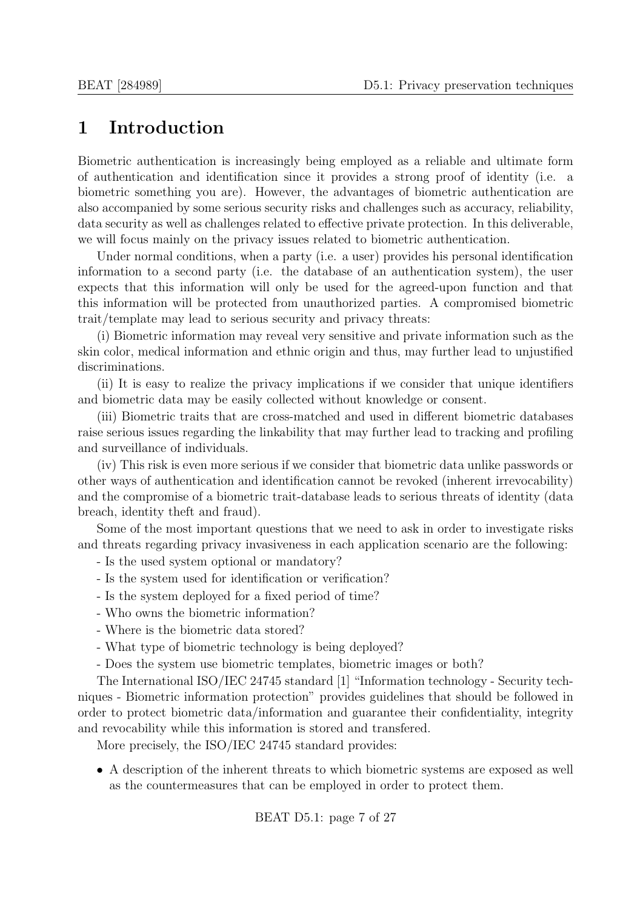# 1 Introduction

Biometric authentication is increasingly being employed as a reliable and ultimate form of authentication and identification since it provides a strong proof of identity (i.e. a biometric something you are). However, the advantages of biometric authentication are also accompanied by some serious security risks and challenges such as accuracy, reliability, data security as well as challenges related to effective private protection. In this deliverable, we will focus mainly on the privacy issues related to biometric authentication.

Under normal conditions, when a party (i.e. a user) provides his personal identification information to a second party (i.e. the database of an authentication system), the user expects that this information will only be used for the agreed-upon function and that this information will be protected from unauthorized parties. A compromised biometric trait/template may lead to serious security and privacy threats:

(i) Biometric information may reveal very sensitive and private information such as the skin color, medical information and ethnic origin and thus, may further lead to unjustified discriminations.

(ii) It is easy to realize the privacy implications if we consider that unique identifiers and biometric data may be easily collected without knowledge or consent.

(iii) Biometric traits that are cross-matched and used in different biometric databases raise serious issues regarding the linkability that may further lead to tracking and profiling and surveillance of individuals.

(iv) This risk is even more serious if we consider that biometric data unlike passwords or other ways of authentication and identification cannot be revoked (inherent irrevocability) and the compromise of a biometric trait-database leads to serious threats of identity (data breach, identity theft and fraud).

Some of the most important questions that we need to ask in order to investigate risks and threats regarding privacy invasiveness in each application scenario are the following:

- Is the used system optional or mandatory?
- Is the system used for identification or verification?
- Is the system deployed for a fixed period of time?
- Who owns the biometric information?
- Where is the biometric data stored?
- What type of biometric technology is being deployed?
- Does the system use biometric templates, biometric images or both?

The International ISO/IEC 24745 standard [1] "Information technology - Security techniques - Biometric information protection" provides guidelines that should be followed in order to protect biometric data/information and guarantee their confidentiality, integrity and revocability while this information is stored and transfered.

More precisely, the ISO/IEC 24745 standard provides:

- A description of the inherent threats to which biometric systems are exposed as well as the countermeasures that can be employed in order to protect them.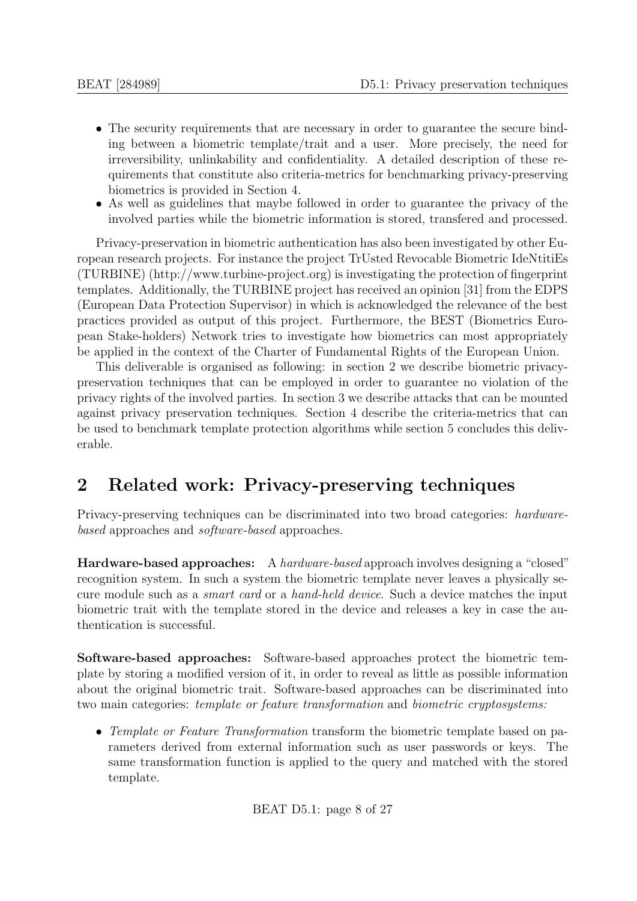- The security requirements that are necessary in order to guarantee the secure binding between a biometric template/trait and a user. More precisely, the need for irreversibility, unlinkability and confidentiality. A detailed description of these requirements that constitute also criteria-metrics for benchmarking privacy-preserving biometrics is provided in Section 4.
- As well as guidelines that maybe followed in order to guarantee the privacy of the involved parties while the biometric information is stored, transfered and processed.

Privacy-preservation in biometric authentication has also been investigated by other European research projects. For instance the project TrUsted Revocable Biometric IdeNtitiEs (TURBINE) (http://www.turbine-project.org) is investigating the protection of fingerprint templates. Additionally, the TURBINE project has received an opinion [31] from the EDPS (European Data Protection Supervisor) in which is acknowledged the relevance of the best practices provided as output of this project. Furthermore, the BEST (Biometrics European Stake-holders) Network tries to investigate how biometrics can most appropriately be applied in the context of the Charter of Fundamental Rights of the European Union.

This deliverable is organised as following: in section 2 we describe biometric privacy-preservation techniques that can be employed in order to guarantee no violation of the privacy rights of the involved parties. In section 3 we describe attacks that can be mounted against privacy preservation techniques. Section 4 describe the criteria-metrics that can be used to benchmark template protection algorithms while section 5 concludes this deliverable.

## 2 Related work: Privacy-preserving techniques

Privacy-preserving techniques can be discriminated into two broad categories: *hardware-based* approaches and *software-based* approaches.

**Hardware-based approaches:** A *hardware-based* approach involves designing a "closed" recognition system. In such a system the biometric template never leaves a physically secure module such as a *smart card* or a *hand-held device*. Such a device matches the input biometric trait with the template stored in the device and releases a key in case the authentication is successful.

**Software-based approaches:** Software-based approaches protect the biometric template by storing a modified version of it, in order to reveal as little as possible information about the original biometric trait. Software-based approaches can be discriminated into two main categories: *template or feature transformation* and *biometric cryptosystems:*

- *Template or Feature Transformation* transform the biometric template based on parameters derived from external information such as user passwords or keys. The same transformation function is applied to the query and matched with the stored template.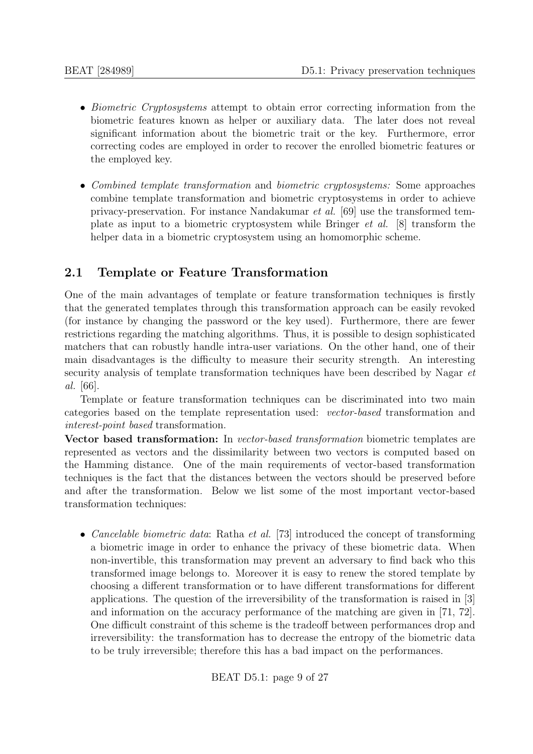- *Biometric Cryptosystems* attempt to obtain error correcting information from the biometric features known as helper or auxiliary data. The later does not reveal significant information about the biometric trait or the key. Furthermore, error correcting codes are employed in order to recover the enrolled biometric features or the employed key.

- *Combined template transformation* and *biometric cryptosystems:* Some approaches combine template transformation and biometric cryptosystems in order to achieve privacy-preservation. For instance Nandakumar *et al.* [69] use the transformed template as input to a biometric cryptosystem while Bringer *et al.* [8] transform the helper data in a biometric cryptosystem using an homomorphic scheme.

## 2.1 Template or Feature Transformation

One of the main advantages of template or feature transformation techniques is firstly that the generated templates through this transformation approach can be easily revoked (for instance by changing the password or the key used). Furthermore, there are fewer restrictions regarding the matching algorithms. Thus, it is possible to design sophisticated matchers that can robustly handle intra-user variations. On the other hand, one of their main disadvantages is the difficulty to measure their security strength. An interesting security analysis of template transformation techniques have been described by Nagar *et al.* [66].

Template or feature transformation techniques can be discriminated into two main categories based on the template representation used: *vector-based* transformation and *interest-point based* transformation.

**Vector based transformation:** In *vector-based transformation* biometric templates are represented as vectors and the dissimilarity between two vectors is computed based on the Hamming distance. One of the main requirements of vector-based transformation techniques is the fact that the distances between the vectors should be preserved before and after the transformation. Below we list some of the most important vector-based transformation techniques:

- *Cancelable biometric data*: Ratha *et al.* [73] introduced the concept of transforming a biometric image in order to enhance the privacy of these biometric data. When non-invertible, this transformation may prevent an adversary to find back who this transformed image belongs to. Moreover it is easy to renew the stored template by choosing a different transformation or to have different transformations for different applications. The question of the irreversibility of the transformation is raised in [3] and information on the accuracy performance of the matching are given in [71, 72]. One difficult constraint of this scheme is the tradeoff between performances drop and irreversibility: the transformation has to decrease the entropy of the biometric data to be truly irreversible; therefore this has a bad impact on the performances.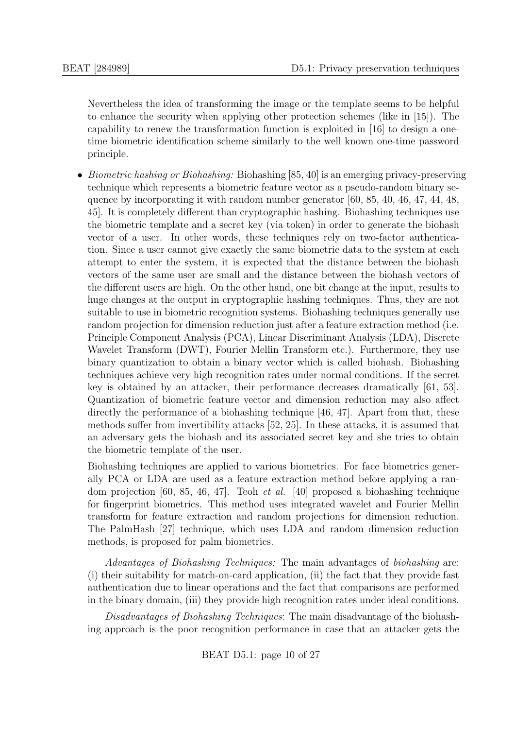Nevertheless the idea of transforming the image or the template seems to be helpful to enhance the security when applying other protection schemes (like in [15]). The capability to renew the transformation function is exploited in [16] to design a one-time biometric identification scheme similarly to the well known one-time password principle.

- *Biometric hashing or Biohashing:* Biohashing [85, 40] is an emerging privacy-preserving technique which represents a biometric feature vector as a pseudo-random binary sequence by incorporating it with random number generator [60, 85, 40, 46, 47, 44, 48, 45]. It is completely different than cryptographic hashing. Biohashing techniques use the biometric template and a secret key (via token) in order to generate the biohash vector of a user. In other words, these techniques rely on two-factor authentication. Since a user cannot give exactly the same biometric data to the system at each attempt to enter the system, it is expected that the distance between the biohash vectors of the same user are small and the distance between the biohash vectors of the different users are high. On the other hand, one bit change at the input, results to huge changes at the output in cryptographic hashing techniques. Thus, they are not suitable to use in biometric recognition systems. Biohashing techniques generally use random projection for dimension reduction just after a feature extraction method (i.e. Principle Component Analysis (PCA), Linear Discriminant Analysis (LDA), Discrete Wavelet Transform (DWT), Fourier Mellin Transform etc.). Furthermore, they use binary quantization to obtain a binary vector which is called biohash. Biohashing techniques achieve very high recognition rates under normal conditions. If the secret key is obtained by an attacker, their performance decreases dramatically [61, 53]. Quantization of biometric feature vector and dimension reduction may also affect directly the performance of a biohashing technique [46, 47]. Apart from that, these methods suffer from invertibility attacks [52, 25]. In these attacks, it is assumed that an adversary gets the biohash and its associated secret key and she tries to obtain the biometric template of the user.

  Biohashing techniques are applied to various biometrics. For face biometrics generally PCA or LDA are used as a feature extraction method before applying a random projection [60, 85, 46, 47]. Teoh *et al.* [40] proposed a biohashing technique for fingerprint biometrics. This method uses integrated wavelet and Fourier Mellin transform for feature extraction and random projections for dimension reduction. The PalmHash [27] technique, which uses LDA and random dimension reduction methods, is proposed for palm biometrics.

  *Advantages of Biohashing Techniques:* The main advantages of *biohashing* are: (i) their suitability for match-on-card application, (ii) the fact that they provide fast authentication due to linear operations and the fact that comparisons are performed in the binary domain, (iii) they provide high recognition rates under ideal conditions.

  *Disadvantages of Biohashing Techniques*: The main disadvantage of the biohashing approach is the poor recognition performance in case that an attacker gets the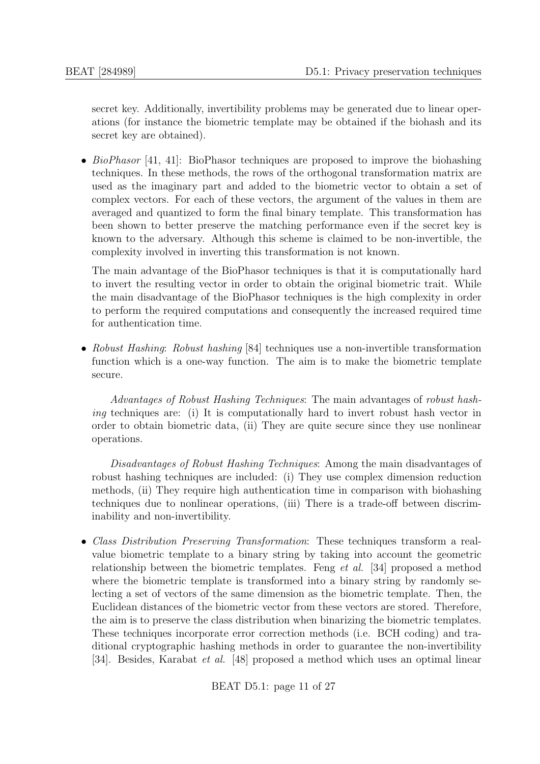secret key. Additionally, invertibility problems may be generated due to linear operations (for instance the biometric template may be obtained if the biohash and its secret key are obtained).

- *BioPhasor* [41, 41]: BioPhasor techniques are proposed to improve the biohashing techniques. In these methods, the rows of the orthogonal transformation matrix are used as the imaginary part and added to the biometric vector to obtain a set of complex vectors. For each of these vectors, the argument of the values in them are averaged and quantized to form the final binary template. This transformation has been shown to better preserve the matching performance even if the secret key is known to the adversary. Although this scheme is claimed to be non-invertible, the complexity involved in inverting this transformation is not known.

  The main advantage of the BioPhasor techniques is that it is computationally hard to invert the resulting vector in order to obtain the original biometric trait. While the main disadvantage of the BioPhasor techniques is the high complexity in order to perform the required computations and consequently the increased required time for authentication time.

- *Robust Hashing*: *Robust hashing* [84] techniques use a non-invertible transformation function which is a one-way function. The aim is to make the biometric template secure.

  *Advantages of Robust Hashing Techniques*: The main advantages of *robust hashing* techniques are: (i) It is computationally hard to invert robust hash vector in order to obtain biometric data, (ii) They are quite secure since they use nonlinear operations.

  *Disadvantages of Robust Hashing Techniques*: Among the main disadvantages of robust hashing techniques are included: (i) They use complex dimension reduction methods, (ii) They require high authentication time in comparison with biohashing techniques due to nonlinear operations, (iii) There is a trade-off between discriminability and non-invertibility.

- *Class Distribution Preserving Transformation*: These techniques transform a real-value biometric template to a binary string by taking into account the geometric relationship between the biometric templates. Feng *et al.* [34] proposed a method where the biometric template is transformed into a binary string by randomly selecting a set of vectors of the same dimension as the biometric template. Then, the Euclidean distances of the biometric vector from these vectors are stored. Therefore, the aim is to preserve the class distribution when binarizing the biometric templates. These techniques incorporate error correction methods (i.e. BCH coding) and traditional cryptographic hashing methods in order to guarantee the non-invertibility [34]. Besides, Karabat *et al.* [48] proposed a method which uses an optimal linear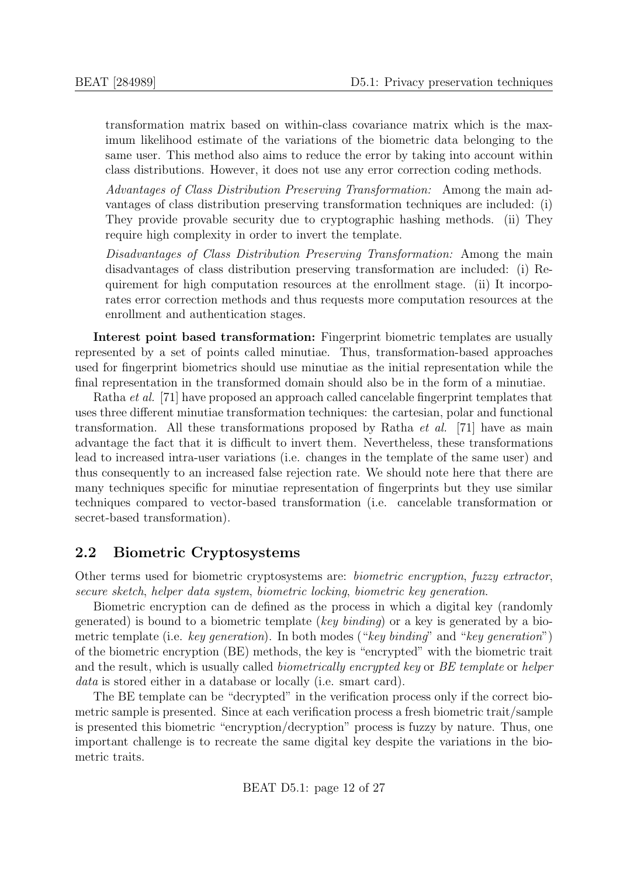transformation matrix based on within-class covariance matrix which is the maximum likelihood estimate of the variations of the biometric data belonging to the same user. This method also aims to reduce the error by taking into account within class distributions. However, it does not use any error correction coding methods.

*Advantages of Class Distribution Preserving Transformation:* Among the main advantages of class distribution preserving transformation techniques are included: (i) They provide provable security due to cryptographic hashing methods. (ii) They require high complexity in order to invert the template.

*Disadvantages of Class Distribution Preserving Transformation:* Among the main disadvantages of class distribution preserving transformation are included: (i) Requirement for high computation resources at the enrollment stage. (ii) It incorporates error correction methods and thus requests more computation resources at the enrollment and authentication stages.

**Interest point based transformation:** Fingerprint biometric templates are usually represented by a set of points called minutiae. Thus, transformation-based approaches used for fingerprint biometrics should use minutiae as the initial representation while the final representation in the transformed domain should also be in the form of a minutiae.

Ratha *et al.* [71] have proposed an approach called cancelable fingerprint templates that uses three different minutiae transformation techniques: the cartesian, polar and functional transformation. All these transformations proposed by Ratha *et al.* [71] have as main advantage the fact that it is difficult to invert them. Nevertheless, these transformations lead to increased intra-user variations (i.e. changes in the template of the same user) and thus consequently to an increased false rejection rate. We should note here that there are many techniques specific for minutiae representation of fingerprints but they use similar techniques compared to vector-based transformation (i.e. cancelable transformation or secret-based transformation).

## 2.2 Biometric Cryptosystems

Other terms used for biometric cryptosystems are: *biometric encryption*, *fuzzy extractor*, *secure sketch*, *helper data system*, *biometric locking*, *biometric key generation*.

Biometric encryption can de defined as the process in which a digital key (randomly generated) is bound to a biometric template (*key binding*) or a key is generated by a biometric template (i.e. *key generation*). In both modes ("*key binding*" and "*key generation*") of the biometric encryption (BE) methods, the key is "encrypted" with the biometric trait and the result, which is usually called *biometrically encrypted key* or *BE template* or *helper data* is stored either in a database or locally (i.e. smart card).

The BE template can be "decrypted" in the verification process only if the correct biometric sample is presented. Since at each verification process a fresh biometric trait/sample is presented this biometric "encryption/decryption" process is fuzzy by nature. Thus, one important challenge is to recreate the same digital key despite the variations in the biometric traits.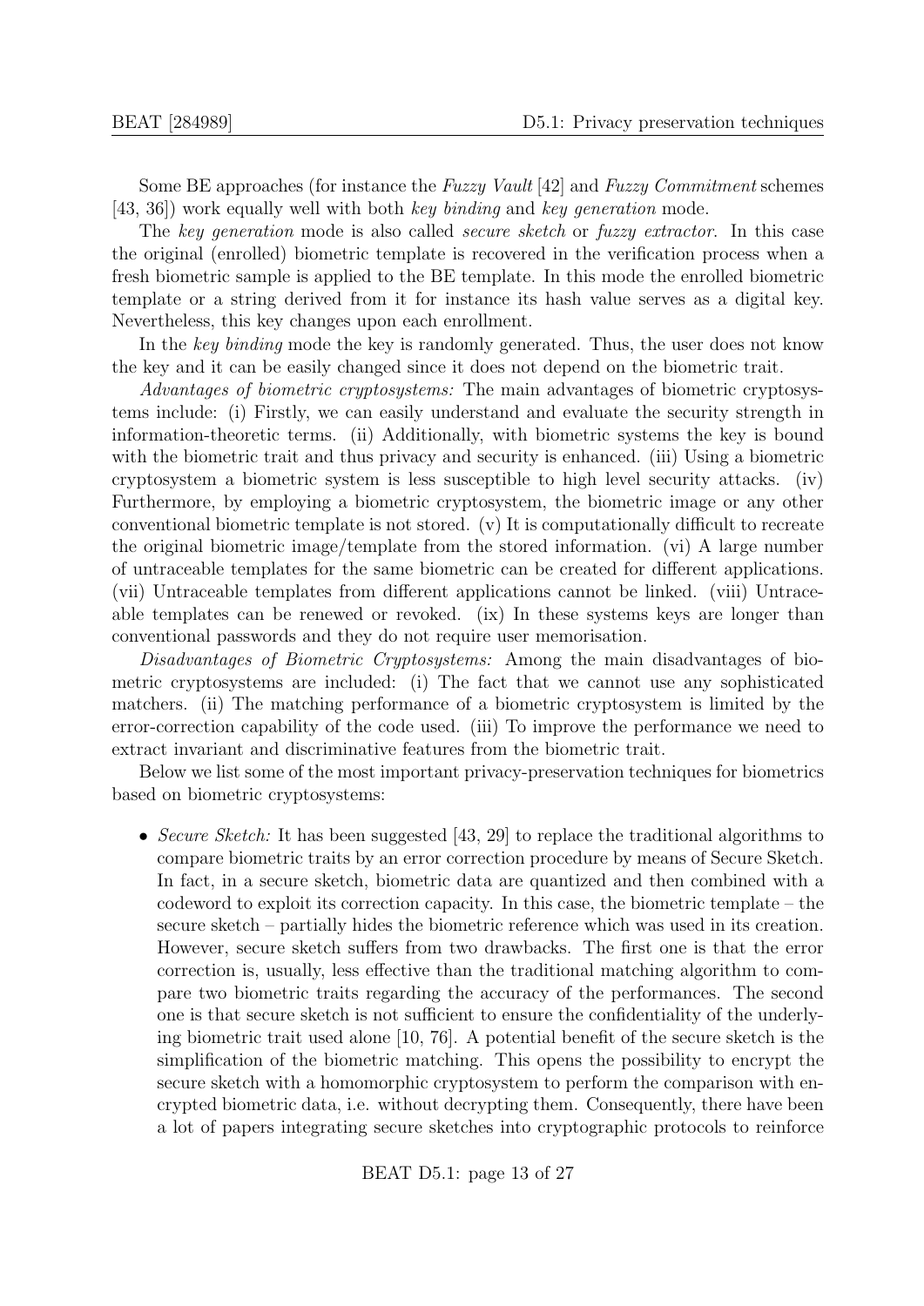Some BE approaches (for instance the *Fuzzy Vault* [42] and *Fuzzy Commitment* schemes [43, 36]) work equally well with both *key binding* and *key generation* mode.

The *key generation* mode is also called *secure sketch* or *fuzzy extractor*. In this case the original (enrolled) biometric template is recovered in the verification process when a fresh biometric sample is applied to the BE template. In this mode the enrolled biometric template or a string derived from it for instance its hash value serves as a digital key. Nevertheless, this key changes upon each enrollment.

In the *key binding* mode the key is randomly generated. Thus, the user does not know the key and it can be easily changed since it does not depend on the biometric trait.

*Advantages of biometric cryptosystems:* The main advantages of biometric cryptosystems include: (i) Firstly, we can easily understand and evaluate the security strength in information-theoretic terms. (ii) Additionally, with biometric systems the key is bound with the biometric trait and thus privacy and security is enhanced. (iii) Using a biometric cryptosystem a biometric system is less susceptible to high level security attacks. (iv) Furthermore, by employing a biometric cryptosystem, the biometric image or any other conventional biometric template is not stored. (v) It is computationally difficult to recreate the original biometric image/template from the stored information. (vi) A large number of untraceable templates for the same biometric can be created for different applications. (vii) Untraceable templates from different applications cannot be linked. (viii) Untraceable templates can be renewed or revoked. (ix) In these systems keys are longer than conventional passwords and they do not require user memorisation.

*Disadvantages of Biometric Cryptosystems:* Among the main disadvantages of biometric cryptosystems are included: (i) The fact that we cannot use any sophisticated matchers. (ii) The matching performance of a biometric cryptosystem is limited by the error-correction capability of the code used. (iii) To improve the performance we need to extract invariant and discriminative features from the biometric trait.

Below we list some of the most important privacy-preservation techniques for biometrics based on biometric cryptosystems:

- *Secure Sketch:* It has been suggested [43, 29] to replace the traditional algorithms to compare biometric traits by an error correction procedure by means of Secure Sketch. In fact, in a secure sketch, biometric data are quantized and then combined with a codeword to exploit its correction capacity. In this case, the biometric template – the secure sketch – partially hides the biometric reference which was used in its creation. However, secure sketch suffers from two drawbacks. The first one is that the error correction is, usually, less effective than the traditional matching algorithm to compare two biometric traits regarding the accuracy of the performances. The second one is that secure sketch is not sufficient to ensure the confidentiality of the underlying biometric trait used alone [10, 76]. A potential benefit of the secure sketch is the simplification of the biometric matching. This opens the possibility to encrypt the secure sketch with a homomorphic cryptosystem to perform the comparison with encrypted biometric data, i.e. without decrypting them. Consequently, there have been a lot of papers integrating secure sketches into cryptographic protocols to reinforce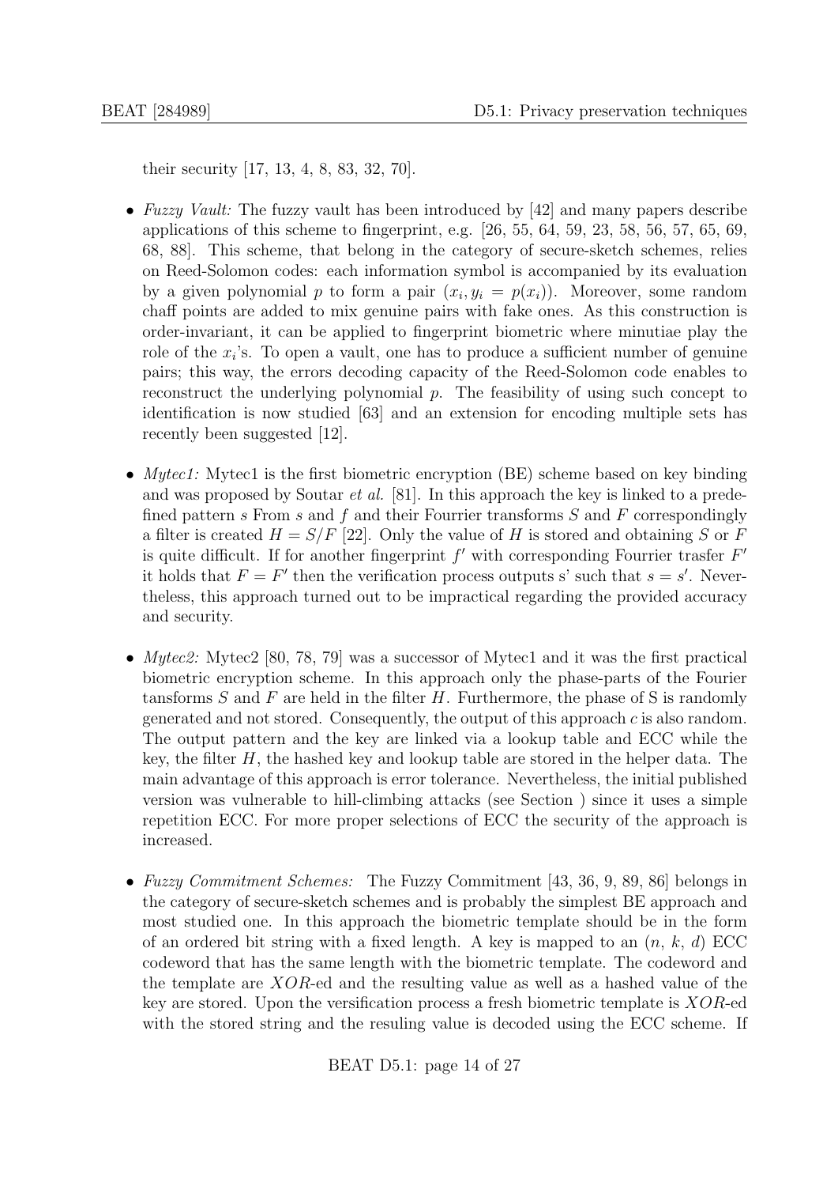their security [17, 13, 4, 8, 83, 32, 70].

- *Fuzzy Vault:* The fuzzy vault has been introduced by [42] and many papers describe applications of this scheme to fingerprint, e.g. [26, 55, 64, 59, 23, 58, 56, 57, 65, 69, 68, 88]. This scheme, that belong in the category of secure-sketch schemes, relies on Reed-Solomon codes: each information symbol is accompanied by its evaluation by a given polynomial $p$ to form a pair $(x_i, y_i = p(x_i))$. Moreover, some random chaff points are added to mix genuine pairs with fake ones. As this construction is order-invariant, it can be applied to fingerprint biometric where minutiae play the role of the $x_i$'s. To open a vault, one has to produce a sufficient number of genuine pairs; this way, the errors decoding capacity of the Reed-Solomon code enables to reconstruct the underlying polynomial $p$. The feasibility of using such concept to identification is now studied [63] and an extension for encoding multiple sets has recently been suggested [12].

- *Mytec1:* Mytec1 is the first biometric encryption (BE) scheme based on key binding and was proposed by Soutar *et al.* [81]. In this approach the key is linked to a predefined pattern $s$ From $s$ and $f$ and their Fourrier transforms $S$ and $F$ correspondingly a filter is created $H = S/F$ [22]. Only the value of $H$ is stored and obtaining $S$ or $F$ is quite difficult. If for another fingerprint $f'$ with corresponding Fourrier trasfer $F'$ it holds that $F = F'$ then the verification process outputs s' such that $s = s'$. Nevertheless, this approach turned out to be impractical regarding the provided accuracy and security.

- *Mytec2:* Mytec2 [80, 78, 79] was a successor of Mytec1 and it was the first practical biometric encryption scheme. In this approach only the phase-parts of the Fourier tansforms $S$ and $F$ are held in the filter $H$. Furthermore, the phase of S is randomly generated and not stored. Consequently, the output of this approach $c$ is also random. The output pattern and the key are linked via a lookup table and ECC while the key, the filter $H$, the hashed key and lookup table are stored in the helper data. The main advantage of this approach is error tolerance. Nevertheless, the initial published version was vulnerable to hill-climbing attacks (see Section ) since it uses a simple repetition ECC. For more proper selections of ECC the security of the approach is increased.

- *Fuzzy Commitment Schemes:* The Fuzzy Commitment [43, 36, 9, 89, 86] belongs in the category of secure-sketch schemes and is probably the simplest BE approach and most studied one. In this approach the biometric template should be in the form of an ordered bit string with a fixed length. A key is mapped to an ($n$, $k$, $d$) ECC codeword that has the same length with the biometric template. The codeword and the template are $XOR$-ed and the resulting value as well as a hashed value of the key are stored. Upon the versification process a fresh biometric template is $XOR$-ed with the stored string and the resuling value is decoded using the ECC scheme. If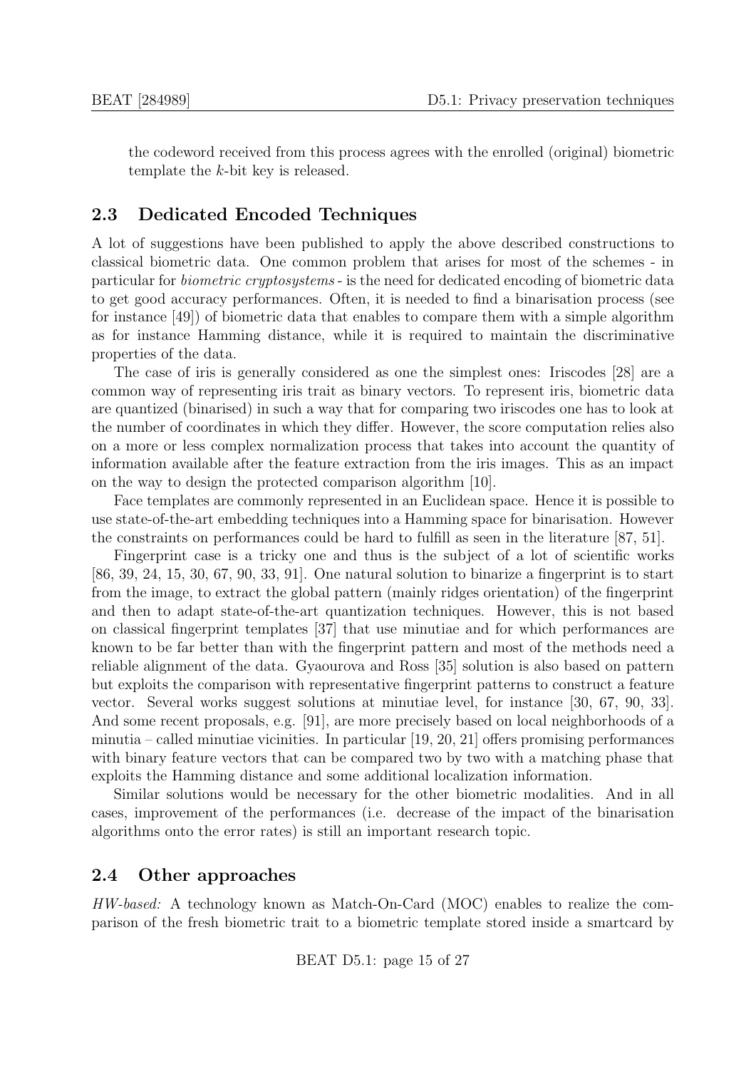the codeword received from this process agrees with the enrolled (original) biometric template the $k$-bit key is released.

## 2.3 Dedicated Encoded Techniques

A lot of suggestions have been published to apply the above described constructions to classical biometric data. One common problem that arises for most of the schemes - in particular for *biometric cryptosystems* - is the need for dedicated encoding of biometric data to get good accuracy performances. Often, it is needed to find a binarisation process (see for instance [49]) of biometric data that enables to compare them with a simple algorithm as for instance Hamming distance, while it is required to maintain the discriminative properties of the data.

The case of iris is generally considered as one the simplest ones: Iriscodes [28] are a common way of representing iris trait as binary vectors. To represent iris, biometric data are quantized (binarised) in such a way that for comparing two iriscodes one has to look at the number of coordinates in which they differ. However, the score computation relies also on a more or less complex normalization process that takes into account the quantity of information available after the feature extraction from the iris images. This as an impact on the way to design the protected comparison algorithm [10].

Face templates are commonly represented in an Euclidean space. Hence it is possible to use state-of-the-art embedding techniques into a Hamming space for binarisation. However the constraints on performances could be hard to fulfill as seen in the literature [87, 51].

Fingerprint case is a tricky one and thus is the subject of a lot of scientific works [86, 39, 24, 15, 30, 67, 90, 33, 91]. One natural solution to binarize a fingerprint is to start from the image, to extract the global pattern (mainly ridges orientation) of the fingerprint and then to adapt state-of-the-art quantization techniques. However, this is not based on classical fingerprint templates [37] that use minutiae and for which performances are known to be far better than with the fingerprint pattern and most of the methods need a reliable alignment of the data. Gyaourova and Ross [35] solution is also based on pattern but exploits the comparison with representative fingerprint patterns to construct a feature vector. Several works suggest solutions at minutiae level, for instance [30, 67, 90, 33]. And some recent proposals, e.g. [91], are more precisely based on local neighborhoods of a minutia – called minutiae vicinities. In particular [19, 20, 21] offers promising performances with binary feature vectors that can be compared two by two with a matching phase that exploits the Hamming distance and some additional localization information.

Similar solutions would be necessary for the other biometric modalities. And in all cases, improvement of the performances (i.e. decrease of the impact of the binarisation algorithms onto the error rates) is still an important research topic.

## 2.4 Other approaches

*HW-based:* A technology known as Match-On-Card (MOC) enables to realize the comparison of the fresh biometric trait to a biometric template stored inside a smartcard by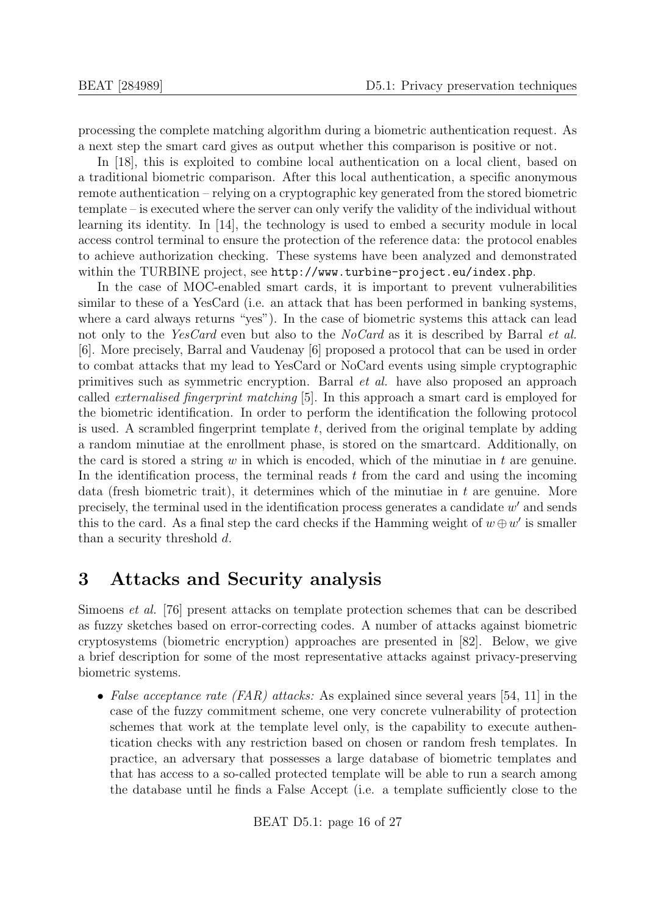processing the complete matching algorithm during a biometric authentication request. As a next step the smart card gives as output whether this comparison is positive or not.

In [18], this is exploited to combine local authentication on a local client, based on a traditional biometric comparison. After this local authentication, a specific anonymous remote authentication – relying on a cryptographic key generated from the stored biometric template – is executed where the server can only verify the validity of the individual without learning its identity. In [14], the technology is used to embed a security module in local access control terminal to ensure the protection of the reference data: the protocol enables to achieve authorization checking. These systems have been analyzed and demonstrated within the TURBINE project, see `http://www.turbine-project.eu/index.php`.

In the case of MOC-enabled smart cards, it is important to prevent vulnerabilities similar to these of a YesCard (i.e. an attack that has been performed in banking systems, where a card always returns "yes"). In the case of biometric systems this attack can lead not only to the *YesCard* even but also to the *NoCard* as it is described by Barral *et al.* [6]. More precisely, Barral and Vaudenay [6] proposed a protocol that can be used in order to combat attacks that my lead to YesCard or NoCard events using simple cryptographic primitives such as symmetric encryption. Barral *et al.* have also proposed an approach called *externalised fingerprint matching* [5]. In this approach a smart card is employed for the biometric identification. In order to perform the identification the following protocol is used. A scrambled fingerprint template $t$, derived from the original template by adding a random minutiae at the enrollment phase, is stored on the smartcard. Additionally, on the card is stored a string $w$ in which is encoded, which of the minutiae in $t$ are genuine. In the identification process, the terminal reads $t$ from the card and using the incoming data (fresh biometric trait), it determines which of the minutiae in $t$ are genuine. More precisely, the terminal used in the identification process generates a candidate $w'$ and sends this to the card. As a final step the card checks if the Hamming weight of $w \oplus w'$ is smaller than a security threshold $d$.

# 3 Attacks and Security analysis

Simoens *et al.* [76] present attacks on template protection schemes that can be described as fuzzy sketches based on error-correcting codes. A number of attacks against biometric cryptosystems (biometric encryption) approaches are presented in [82]. Below, we give a brief description for some of the most representative attacks against privacy-preserving biometric systems.

- *False acceptance rate (FAR) attacks:* As explained since several years [54, 11] in the case of the fuzzy commitment scheme, one very concrete vulnerability of protection schemes that work at the template level only, is the capability to execute authentication checks with any restriction based on chosen or random fresh templates. In practice, an adversary that possesses a large database of biometric templates and that has access to a so-called protected template will be able to run a search among the database until he finds a False Accept (i.e. a template sufficiently close to the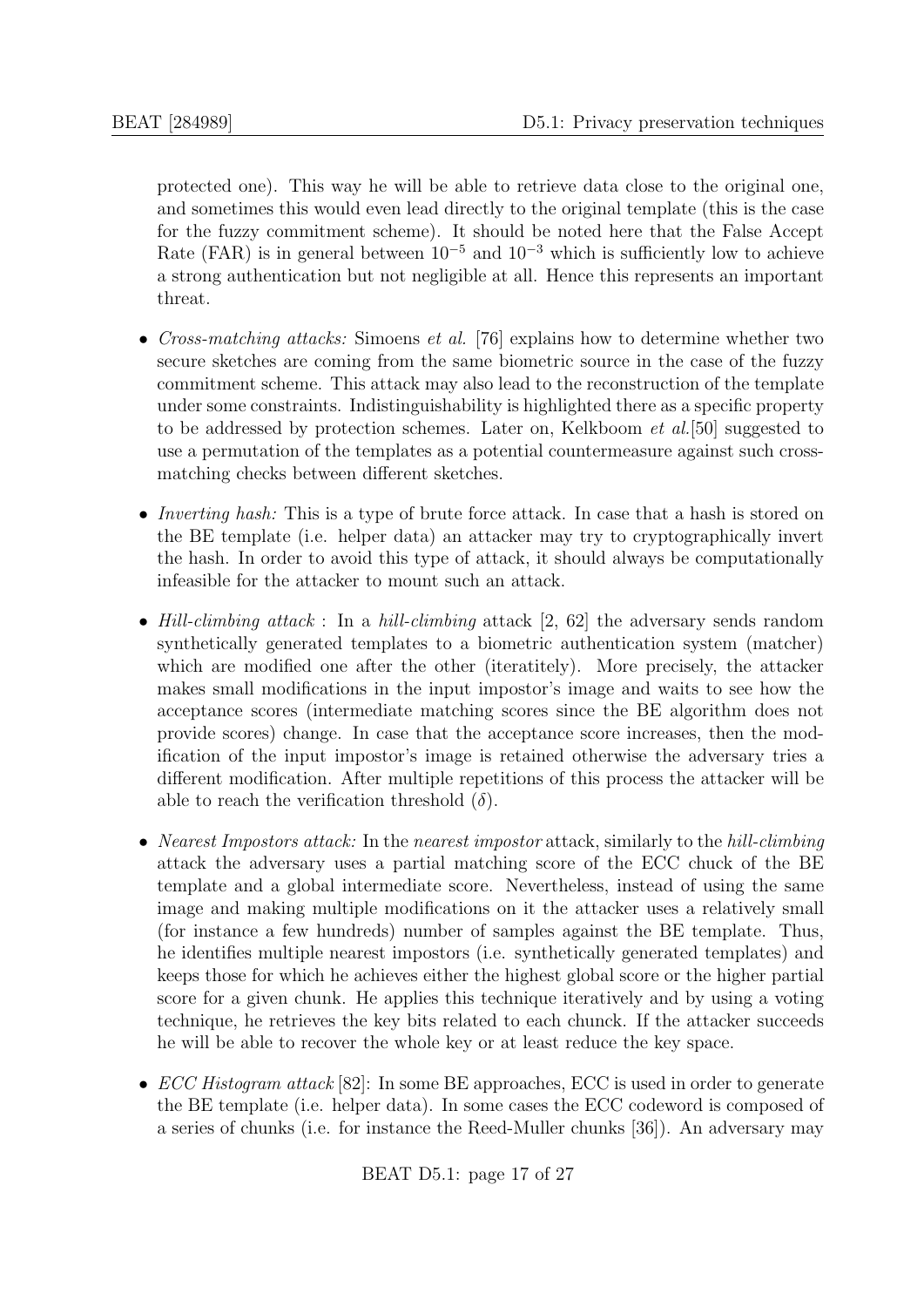protected one). This way he will be able to retrieve data close to the original one, and sometimes this would even lead directly to the original template (this is the case for the fuzzy commitment scheme). It should be noted here that the False Accept Rate (FAR) is in general between $10^{-5}$ and $10^{-3}$ which is sufficiently low to achieve a strong authentication but not negligible at all. Hence this represents an important threat.

- *Cross-matching attacks:* Simoens *et al.* [76] explains how to determine whether two secure sketches are coming from the same biometric source in the case of the fuzzy commitment scheme. This attack may also lead to the reconstruction of the template under some constraints. Indistinguishability is highlighted there as a specific property to be addressed by protection schemes. Later on, Kelkboom *et al.*[50] suggested to use a permutation of the templates as a potential countermeasure against such cross-matching checks between different sketches.
- *Inverting hash:* This is a type of brute force attack. In case that a hash is stored on the BE template (i.e. helper data) an attacker may try to cryptographically invert the hash. In order to avoid this type of attack, it should always be computationally infeasible for the attacker to mount such an attack.
- *Hill-climbing attack* : In a *hill-climbing* attack [2, 62] the adversary sends random synthetically generated templates to a biometric authentication system (matcher) which are modified one after the other (iteratitely). More precisely, the attacker makes small modifications in the input impostor's image and waits to see how the acceptance scores (intermediate matching scores since the BE algorithm does not provide scores) change. In case that the acceptance score increases, then the modification of the input impostor's image is retained otherwise the adversary tries a different modification. After multiple repetitions of this process the attacker will be able to reach the verification threshold ($\delta$).
- *Nearest Impostors attack:* In the *nearest impostor* attack, similarly to the *hill-climbing* attack the adversary uses a partial matching score of the ECC chuck of the BE template and a global intermediate score. Nevertheless, instead of using the same image and making multiple modifications on it the attacker uses a relatively small (for instance a few hundreds) number of samples against the BE template. Thus, he identifies multiple nearest impostors (i.e. synthetically generated templates) and keeps those for which he achieves either the highest global score or the higher partial score for a given chunk. He applies this technique iteratively and by using a voting technique, he retrieves the key bits related to each chunck. If the attacker succeeds he will be able to recover the whole key or at least reduce the key space.
- *ECC Histogram attack* [82]: In some BE approaches, ECC is used in order to generate the BE template (i.e. helper data). In some cases the ECC codeword is composed of a series of chunks (i.e. for instance the Reed-Muller chunks [36]). An adversary may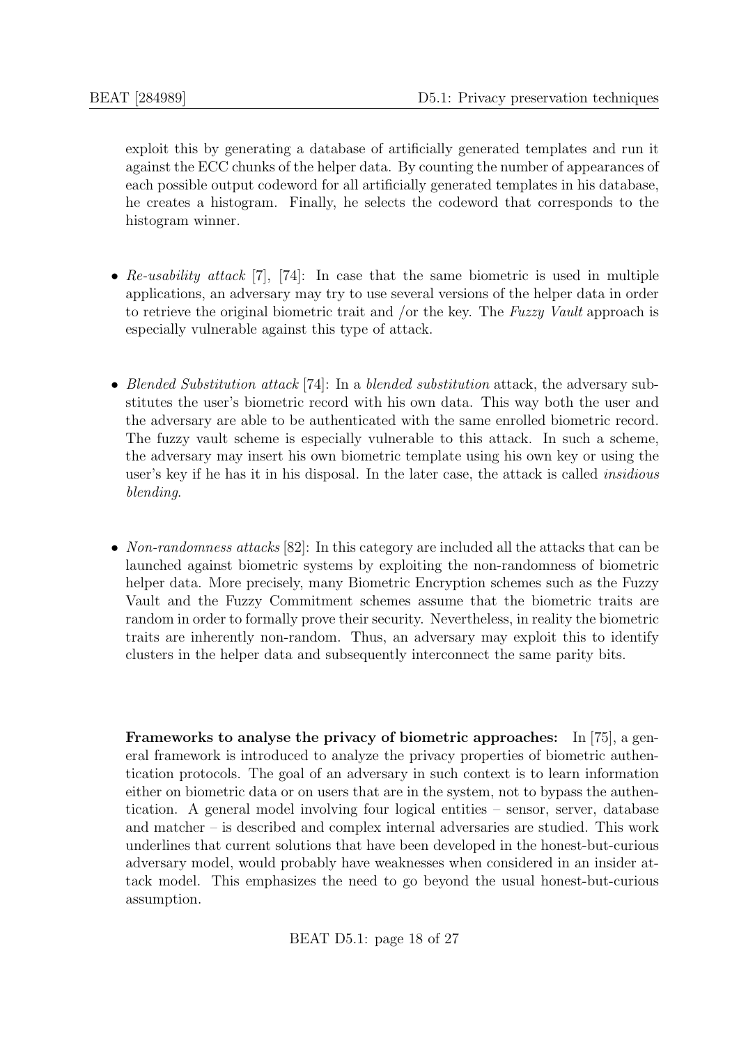exploit this by generating a database of artificially generated templates and run it against the ECC chunks of the helper data. By counting the number of appearances of each possible output codeword for all artificially generated templates in his database, he creates a histogram. Finally, he selects the codeword that corresponds to the histogram winner.

- *Re-usability attack* [7], [74]: In case that the same biometric is used in multiple applications, an adversary may try to use several versions of the helper data in order to retrieve the original biometric trait and /or the key. The *Fuzzy Vault* approach is especially vulnerable against this type of attack.

- *Blended Substitution attack* [74]: In a *blended substitution* attack, the adversary substitutes the user's biometric record with his own data. This way both the user and the adversary are able to be authenticated with the same enrolled biometric record. The fuzzy vault scheme is especially vulnerable to this attack. In such a scheme, the adversary may insert his own biometric template using his own key or using the user's key if he has it in his disposal. In the later case, the attack is called *insidious blending*.

- *Non-randomness attacks* [82]: In this category are included all the attacks that can be launched against biometric systems by exploiting the non-randomness of biometric helper data. More precisely, many Biometric Encryption schemes such as the Fuzzy Vault and the Fuzzy Commitment schemes assume that the biometric traits are random in order to formally prove their security. Nevertheless, in reality the biometric traits are inherently non-random. Thus, an adversary may exploit this to identify clusters in the helper data and subsequently interconnect the same parity bits.

**Frameworks to analyse the privacy of biometric approaches:** In [75], a general framework is introduced to analyze the privacy properties of biometric authentication protocols. The goal of an adversary in such context is to learn information either on biometric data or on users that are in the system, not to bypass the authentication. A general model involving four logical entities – sensor, server, database and matcher – is described and complex internal adversaries are studied. This work underlines that current solutions that have been developed in the honest-but-curious adversary model, would probably have weaknesses when considered in an insider attack model. This emphasizes the need to go beyond the usual honest-but-curious assumption.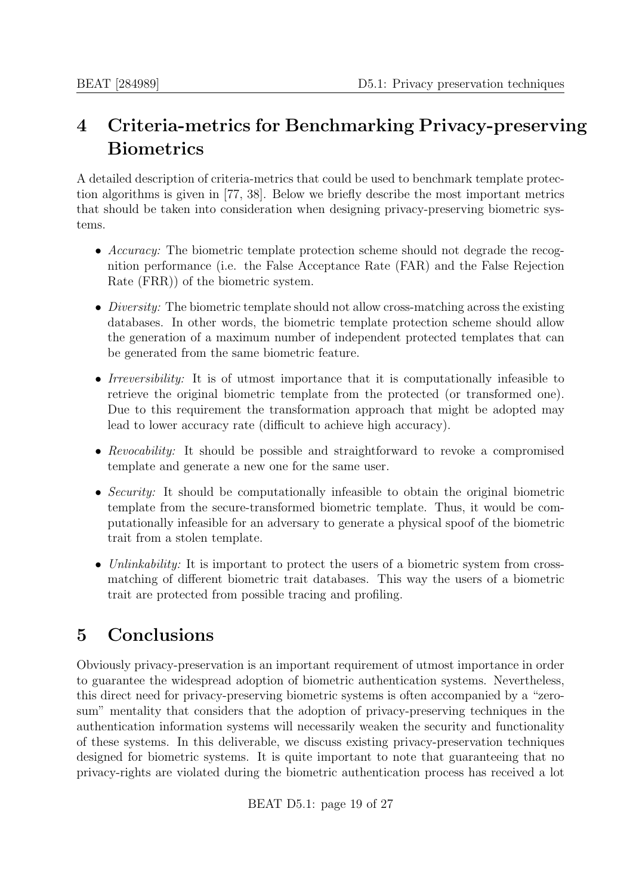# 4 Criteria-metrics for Benchmarking Privacy-preserving Biometrics

A detailed description of criteria-metrics that could be used to benchmark template protection algorithms is given in [77, 38]. Below we briefly describe the most important metrics that should be taken into consideration when designing privacy-preserving biometric systems.

- *Accuracy:* The biometric template protection scheme should not degrade the recognition performance (i.e. the False Acceptance Rate (FAR) and the False Rejection Rate (FRR)) of the biometric system.
- *Diversity:* The biometric template should not allow cross-matching across the existing databases. In other words, the biometric template protection scheme should allow the generation of a maximum number of independent protected templates that can be generated from the same biometric feature.
- *Irreversibility:* It is of utmost importance that it is computationally infeasible to retrieve the original biometric template from the protected (or transformed one). Due to this requirement the transformation approach that might be adopted may lead to lower accuracy rate (difficult to achieve high accuracy).
- *Revocability:* It should be possible and straightforward to revoke a compromised template and generate a new one for the same user.
- *Security:* It should be computationally infeasible to obtain the original biometric template from the secure-transformed biometric template. Thus, it would be computationally infeasible for an adversary to generate a physical spoof of the biometric trait from a stolen template.
- *Unlinkability:* It is important to protect the users of a biometric system from cross-matching of different biometric trait databases. This way the users of a biometric trait are protected from possible tracing and profiling.

# 5 Conclusions

Obviously privacy-preservation is an important requirement of utmost importance in order to guarantee the widespread adoption of biometric authentication systems. Nevertheless, this direct need for privacy-preserving biometric systems is often accompanied by a "zero-sum" mentality that considers that the adoption of privacy-preserving techniques in the authentication information systems will necessarily weaken the security and functionality of these systems. In this deliverable, we discuss existing privacy-preservation techniques designed for biometric systems. It is quite important to note that guaranteeing that no privacy-rights are violated during the biometric authentication process has received a lot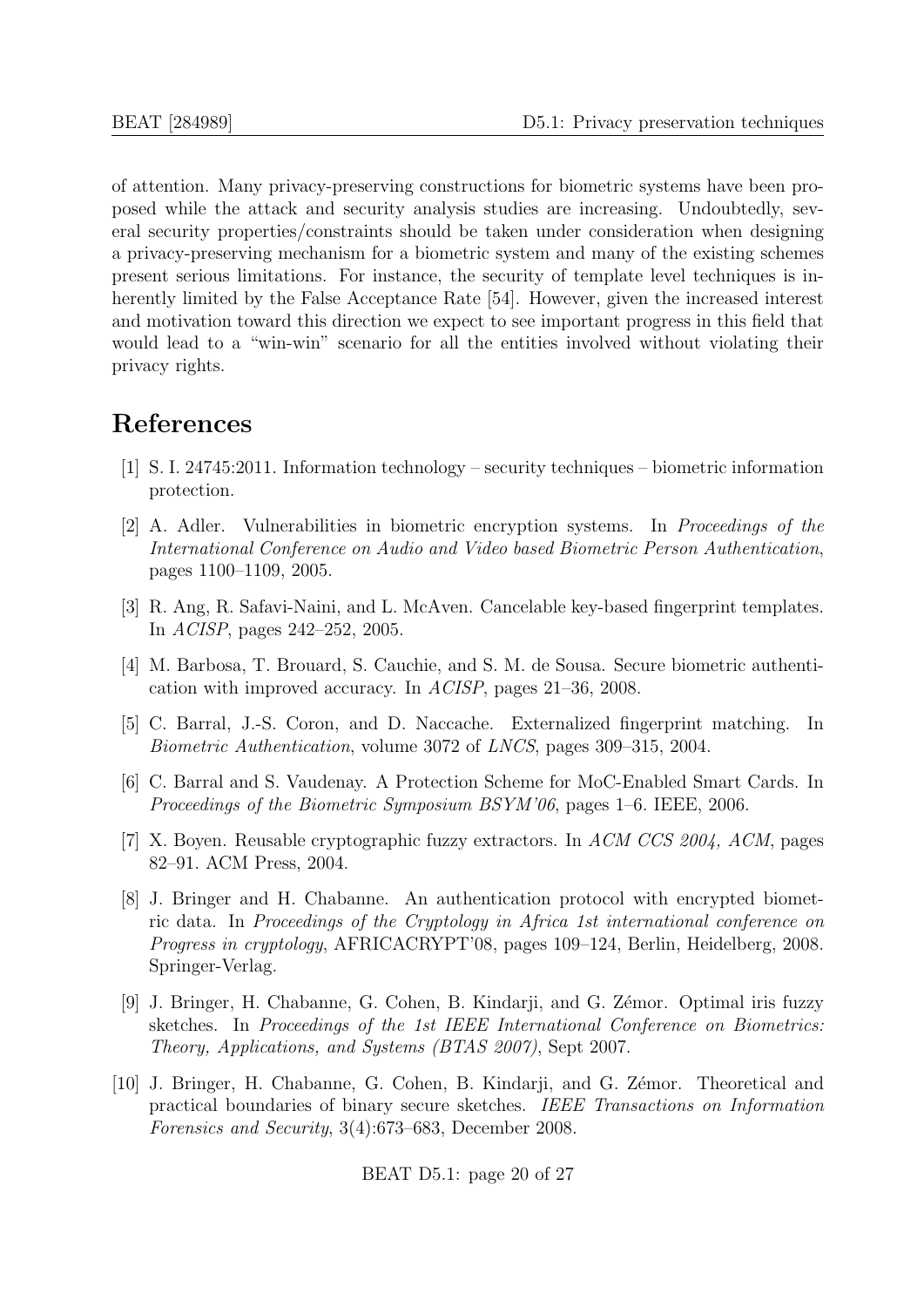of attention. Many privacy-preserving constructions for biometric systems have been proposed while the attack and security analysis studies are increasing. Undoubtedly, several security properties/constraints should be taken under consideration when designing a privacy-preserving mechanism for a biometric system and many of the existing schemes present serious limitations. For instance, the security of template level techniques is inherently limited by the False Acceptance Rate [54]. However, given the increased interest and motivation toward this direction we expect to see important progress in this field that would lead to a "win-win" scenario for all the entities involved without violating their privacy rights.

# References

[1] S. I. 24745:2011. Information technology – security techniques – biometric information protection.

[2] A. Adler. Vulnerabilities in biometric encryption systems. In *Proceedings of the International Conference on Audio and Video based Biometric Person Authentication*, pages 1100–1109, 2005.

[3] R. Ang, R. Safavi-Naini, and L. McAven. Cancelable key-based fingerprint templates. In *ACISP*, pages 242–252, 2005.

[4] M. Barbosa, T. Brouard, S. Cauchie, and S. M. de Sousa. Secure biometric authentication with improved accuracy. In *ACISP*, pages 21–36, 2008.

[5] C. Barral, J.-S. Coron, and D. Naccache. Externalized fingerprint matching. In *Biometric Authentication*, volume 3072 of *LNCS*, pages 309–315, 2004.

[6] C. Barral and S. Vaudenay. A Protection Scheme for MoC-Enabled Smart Cards. In *Proceedings of the Biometric Symposium BSYM'06*, pages 1–6. IEEE, 2006.

[7] X. Boyen. Reusable cryptographic fuzzy extractors. In *ACM CCS 2004, ACM*, pages 82–91. ACM Press, 2004.

[8] J. Bringer and H. Chabanne. An authentication protocol with encrypted biometric data. In *Proceedings of the Cryptology in Africa 1st international conference on Progress in cryptology*, AFRICACRYPT'08, pages 109–124, Berlin, Heidelberg, 2008. Springer-Verlag.

[9] J. Bringer, H. Chabanne, G. Cohen, B. Kindarji, and G. Zémor. Optimal iris fuzzy sketches. In *Proceedings of the 1st IEEE International Conference on Biometrics: Theory, Applications, and Systems (BTAS 2007)*, Sept 2007.

[10] J. Bringer, H. Chabanne, G. Cohen, B. Kindarji, and G. Zémor. Theoretical and practical boundaries of binary secure sketches. *IEEE Transactions on Information Forensics and Security*, 3(4):673–683, December 2008.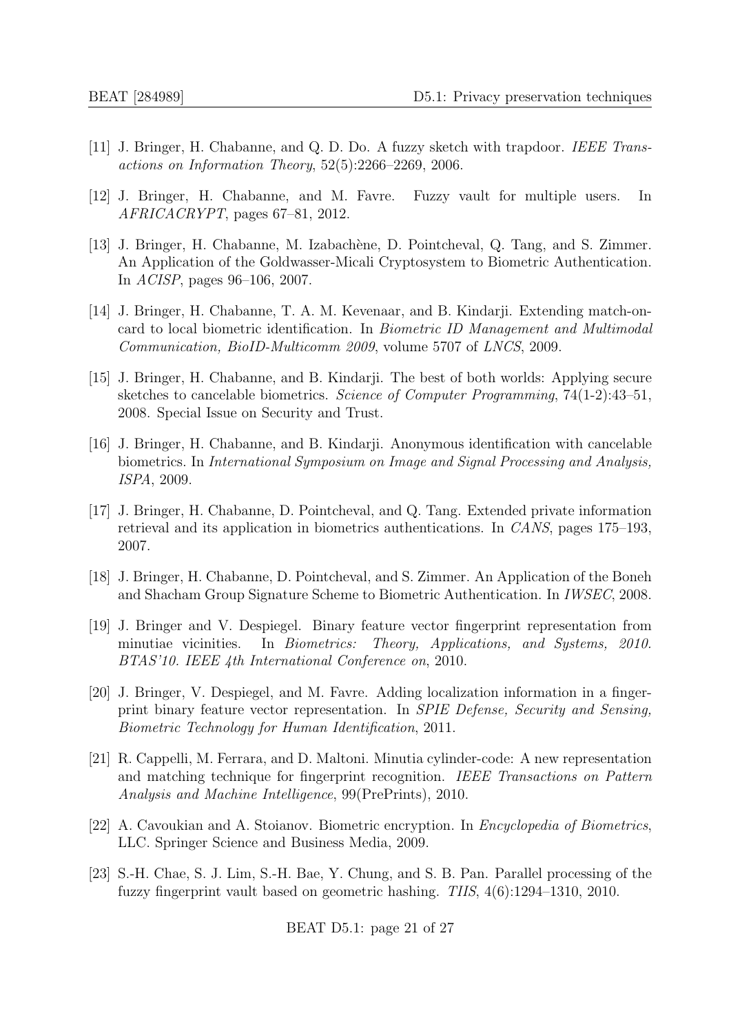[11] J. Bringer, H. Chabanne, and Q. D. Do. A fuzzy sketch with trapdoor. *IEEE Transactions on Information Theory*, 52(5):2266–2269, 2006.

[12] J. Bringer, H. Chabanne, and M. Favre. Fuzzy vault for multiple users. In *AFRICACRYPT*, pages 67–81, 2012.

[13] J. Bringer, H. Chabanne, M. Izabachène, D. Pointcheval, Q. Tang, and S. Zimmer. An Application of the Goldwasser-Micali Cryptosystem to Biometric Authentication. In *ACISP*, pages 96–106, 2007.

[14] J. Bringer, H. Chabanne, T. A. M. Kevenaar, and B. Kindarji. Extending match-on-card to local biometric identification. In *Biometric ID Management and Multimodal Communication, BioID-Multicomm 2009*, volume 5707 of *LNCS*, 2009.

[15] J. Bringer, H. Chabanne, and B. Kindarji. The best of both worlds: Applying secure sketches to cancelable biometrics. *Science of Computer Programming*, 74(1-2):43–51, 2008. Special Issue on Security and Trust.

[16] J. Bringer, H. Chabanne, and B. Kindarji. Anonymous identification with cancelable biometrics. In *International Symposium on Image and Signal Processing and Analysis, ISPA*, 2009.

[17] J. Bringer, H. Chabanne, D. Pointcheval, and Q. Tang. Extended private information retrieval and its application in biometrics authentications. In *CANS*, pages 175–193, 2007.

[18] J. Bringer, H. Chabanne, D. Pointcheval, and S. Zimmer. An Application of the Boneh and Shacham Group Signature Scheme to Biometric Authentication. In *IWSEC*, 2008.

[19] J. Bringer and V. Despiegel. Binary feature vector fingerprint representation from minutiae vicinities. In *Biometrics: Theory, Applications, and Systems, 2010. BTAS'10. IEEE 4th International Conference on*, 2010.

[20] J. Bringer, V. Despiegel, and M. Favre. Adding localization information in a fingerprint binary feature vector representation. In *SPIE Defense, Security and Sensing, Biometric Technology for Human Identification*, 2011.

[21] R. Cappelli, M. Ferrara, and D. Maltoni. Minutia cylinder-code: A new representation and matching technique for fingerprint recognition. *IEEE Transactions on Pattern Analysis and Machine Intelligence*, 99(PrePrints), 2010.

[22] A. Cavoukian and A. Stoianov. Biometric encryption. In *Encyclopedia of Biometrics*, LLC. Springer Science and Business Media, 2009.

[23] S.-H. Chae, S. J. Lim, S.-H. Bae, Y. Chung, and S. B. Pan. Parallel processing of the fuzzy fingerprint vault based on geometric hashing. *TIIS*, 4(6):1294–1310, 2010.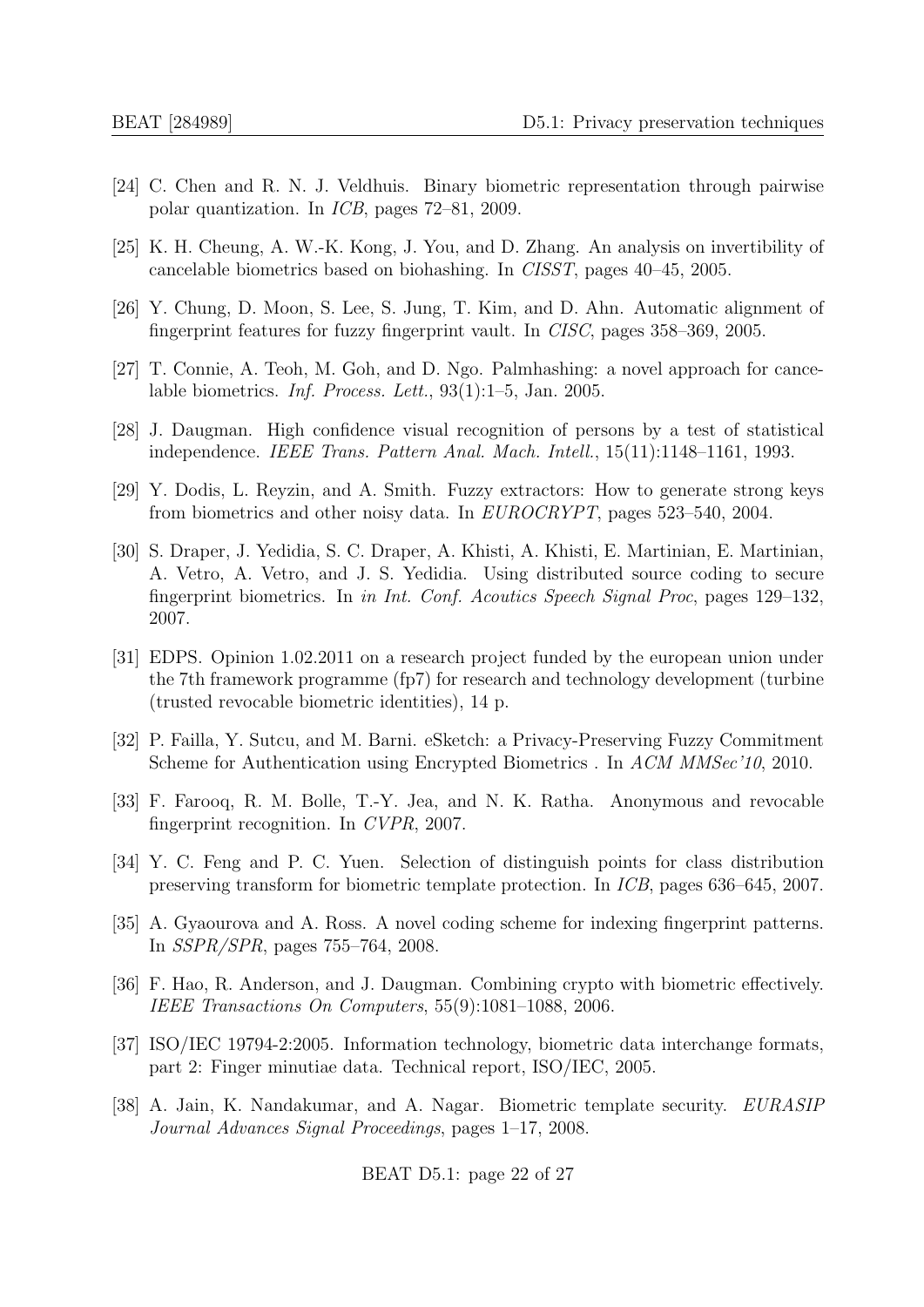[24] C. Chen and R. N. J. Veldhuis. Binary biometric representation through pairwise polar quantization. In *ICB*, pages 72–81, 2009.

[25] K. H. Cheung, A. W.-K. Kong, J. You, and D. Zhang. An analysis on invertibility of cancelable biometrics based on biohashing. In *CISST*, pages 40–45, 2005.

[26] Y. Chung, D. Moon, S. Lee, S. Jung, T. Kim, and D. Ahn. Automatic alignment of fingerprint features for fuzzy fingerprint vault. In *CISC*, pages 358–369, 2005.

[27] T. Connie, A. Teoh, M. Goh, and D. Ngo. Palmhashing: a novel approach for cancelable biometrics. *Inf. Process. Lett.*, 93(1):1–5, Jan. 2005.

[28] J. Daugman. High confidence visual recognition of persons by a test of statistical independence. *IEEE Trans. Pattern Anal. Mach. Intell.*, 15(11):1148–1161, 1993.

[29] Y. Dodis, L. Reyzin, and A. Smith. Fuzzy extractors: How to generate strong keys from biometrics and other noisy data. In *EUROCRYPT*, pages 523–540, 2004.

[30] S. Draper, J. Yedidia, S. C. Draper, A. Khisti, A. Khisti, E. Martinian, E. Martinian, A. Vetro, A. Vetro, and J. S. Yedidia. Using distributed source coding to secure fingerprint biometrics. In *in Int. Conf. Acoutics Speech Signal Proc*, pages 129–132, 2007.

[31] EDPS. Opinion 1.02.2011 on a research project funded by the european union under the 7th framework programme (fp7) for research and technology development (turbine (trusted revocable biometric identities), 14 p.

[32] P. Failla, Y. Sutcu, and M. Barni. eSketch: a Privacy-Preserving Fuzzy Commitment Scheme for Authentication using Encrypted Biometrics . In *ACM MMSec'10*, 2010.

[33] F. Farooq, R. M. Bolle, T.-Y. Jea, and N. K. Ratha. Anonymous and revocable fingerprint recognition. In *CVPR*, 2007.

[34] Y. C. Feng and P. C. Yuen. Selection of distinguish points for class distribution preserving transform for biometric template protection. In *ICB*, pages 636–645, 2007.

[35] A. Gyaourova and A. Ross. A novel coding scheme for indexing fingerprint patterns. In *SSPR/SPR*, pages 755–764, 2008.

[36] F. Hao, R. Anderson, and J. Daugman. Combining crypto with biometric effectively. *IEEE Transactions On Computers*, 55(9):1081–1088, 2006.

[37] ISO/IEC 19794-2:2005. Information technology, biometric data interchange formats, part 2: Finger minutiae data. Technical report, ISO/IEC, 2005.

[38] A. Jain, K. Nandakumar, and A. Nagar. Biometric template security. *EURASIP Journal Advances Signal Proceedings*, pages 1–17, 2008.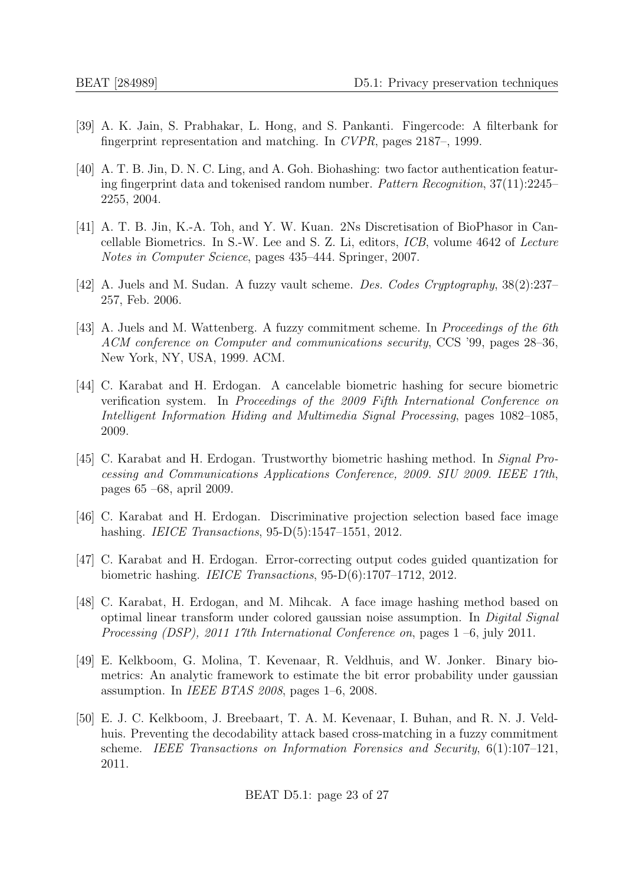[39] A. K. Jain, S. Prabhakar, L. Hong, and S. Pankanti. Fingercode: A filterbank for fingerprint representation and matching. In *CVPR*, pages 2187–, 1999.

[40] A. T. B. Jin, D. N. C. Ling, and A. Goh. Biohashing: two factor authentication featuring fingerprint data and tokenised random number. *Pattern Recognition*, 37(11):2245–2255, 2004.

[41] A. T. B. Jin, K.-A. Toh, and Y. W. Kuan. 2Ns Discretisation of BioPhasor in Cancellable Biometrics. In S.-W. Lee and S. Z. Li, editors, *ICB*, volume 4642 of *Lecture Notes in Computer Science*, pages 435–444. Springer, 2007.

[42] A. Juels and M. Sudan. A fuzzy vault scheme. *Des. Codes Cryptography*, 38(2):237–257, Feb. 2006.

[43] A. Juels and M. Wattenberg. A fuzzy commitment scheme. In *Proceedings of the 6th ACM conference on Computer and communications security*, CCS '99, pages 28–36, New York, NY, USA, 1999. ACM.

[44] C. Karabat and H. Erdogan. A cancelable biometric hashing for secure biometric verification system. In *Proceedings of the 2009 Fifth International Conference on Intelligent Information Hiding and Multimedia Signal Processing*, pages 1082–1085, 2009.

[45] C. Karabat and H. Erdogan. Trustworthy biometric hashing method. In *Signal Processing and Communications Applications Conference, 2009. SIU 2009. IEEE 17th*, pages 65 –68, april 2009.

[46] C. Karabat and H. Erdogan. Discriminative projection selection based face image hashing. *IEICE Transactions*, 95-D(5):1547–1551, 2012.

[47] C. Karabat and H. Erdogan. Error-correcting output codes guided quantization for biometric hashing. *IEICE Transactions*, 95-D(6):1707–1712, 2012.

[48] C. Karabat, H. Erdogan, and M. Mihcak. A face image hashing method based on optimal linear transform under colored gaussian noise assumption. In *Digital Signal Processing (DSP), 2011 17th International Conference on*, pages 1 –6, july 2011.

[49] E. Kelkboom, G. Molina, T. Kevenaar, R. Veldhuis, and W. Jonker. Binary biometrics: An analytic framework to estimate the bit error probability under gaussian assumption. In *IEEE BTAS 2008*, pages 1–6, 2008.

[50] E. J. C. Kelkboom, J. Breebaart, T. A. M. Kevenaar, I. Buhan, and R. N. J. Veldhuis. Preventing the decodability attack based cross-matching in a fuzzy commitment scheme. *IEEE Transactions on Information Forensics and Security*, 6(1):107–121, 2011.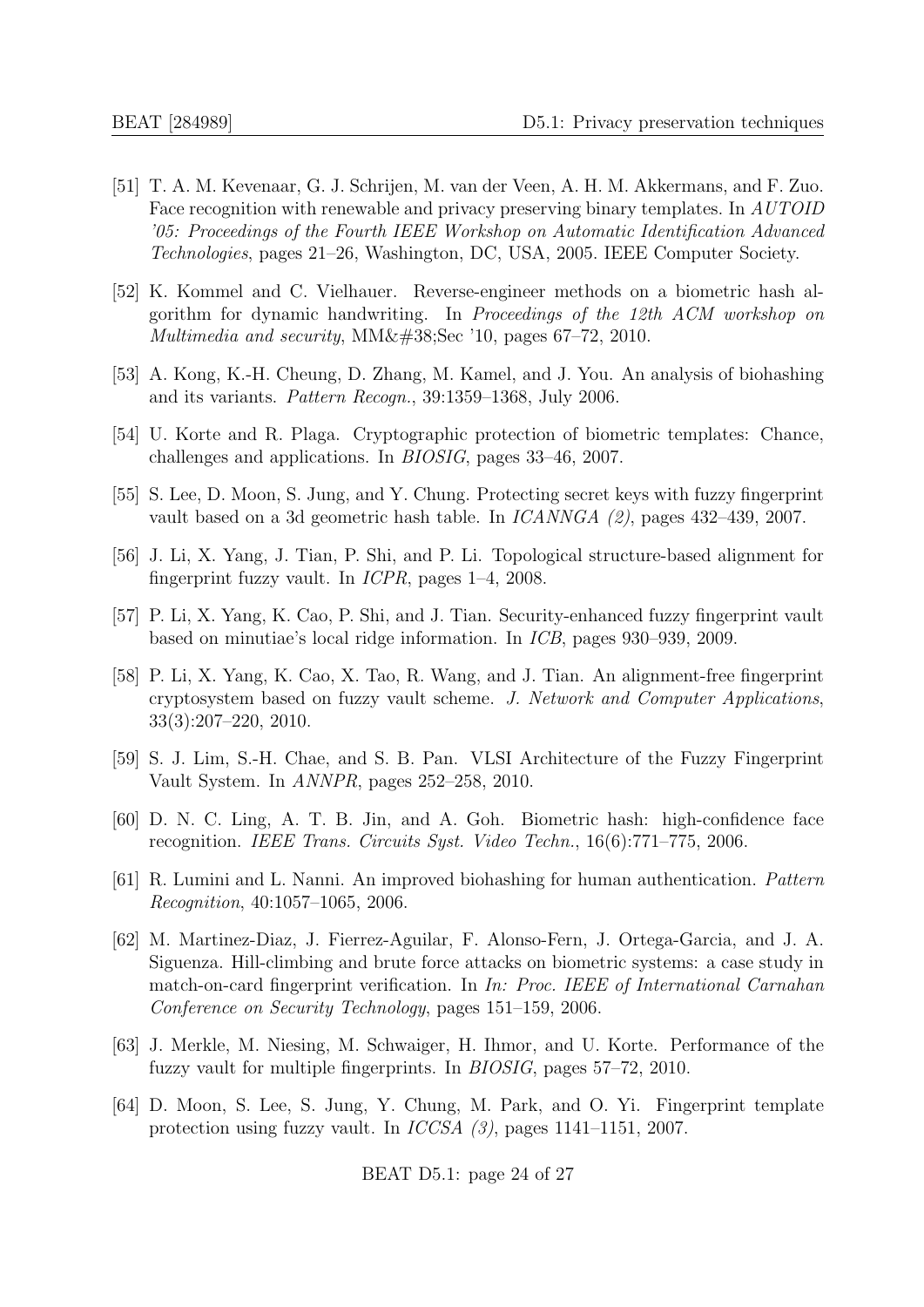[51] T. A. M. Kevenaar, G. J. Schrijen, M. van der Veen, A. H. M. Akkermans, and F. Zuo. Face recognition with renewable and privacy preserving binary templates. In *AUTOID '05: Proceedings of the Fourth IEEE Workshop on Automatic Identification Advanced Technologies*, pages 21–26, Washington, DC, USA, 2005. IEEE Computer Society.

[52] K. Kommel and C. Vielhauer. Reverse-engineer methods on a biometric hash algorithm for dynamic handwriting. In *Proceedings of the 12th ACM workshop on Multimedia and security*, MM&#38;Sec '10, pages 67–72, 2010.

[53] A. Kong, K.-H. Cheung, D. Zhang, M. Kamel, and J. You. An analysis of biohashing and its variants. *Pattern Recogn.*, 39:1359–1368, July 2006.

[54] U. Korte and R. Plaga. Cryptographic protection of biometric templates: Chance, challenges and applications. In *BIOSIG*, pages 33–46, 2007.

[55] S. Lee, D. Moon, S. Jung, and Y. Chung. Protecting secret keys with fuzzy fingerprint vault based on a 3d geometric hash table. In *ICANNGA (2)*, pages 432–439, 2007.

[56] J. Li, X. Yang, J. Tian, P. Shi, and P. Li. Topological structure-based alignment for fingerprint fuzzy vault. In *ICPR*, pages 1–4, 2008.

[57] P. Li, X. Yang, K. Cao, P. Shi, and J. Tian. Security-enhanced fuzzy fingerprint vault based on minutiae's local ridge information. In *ICB*, pages 930–939, 2009.

[58] P. Li, X. Yang, K. Cao, X. Tao, R. Wang, and J. Tian. An alignment-free fingerprint cryptosystem based on fuzzy vault scheme. *J. Network and Computer Applications*, 33(3):207–220, 2010.

[59] S. J. Lim, S.-H. Chae, and S. B. Pan. VLSI Architecture of the Fuzzy Fingerprint Vault System. In *ANNPR*, pages 252–258, 2010.

[60] D. N. C. Ling, A. T. B. Jin, and A. Goh. Biometric hash: high-confidence face recognition. *IEEE Trans. Circuits Syst. Video Techn.*, 16(6):771–775, 2006.

[61] R. Lumini and L. Nanni. An improved biohashing for human authentication. *Pattern Recognition*, 40:1057–1065, 2006.

[62] M. Martinez-Diaz, J. Fierrez-Aguilar, F. Alonso-Fern, J. Ortega-Garcia, and J. A. Siguenza. Hill-climbing and brute force attacks on biometric systems: a case study in match-on-card fingerprint verification. In *In: Proc. IEEE of International Carnahan Conference on Security Technology*, pages 151–159, 2006.

[63] J. Merkle, M. Niesing, M. Schwaiger, H. Ihmor, and U. Korte. Performance of the fuzzy vault for multiple fingerprints. In *BIOSIG*, pages 57–72, 2010.

[64] D. Moon, S. Lee, S. Jung, Y. Chung, M. Park, and O. Yi. Fingerprint template protection using fuzzy vault. In *ICCSA (3)*, pages 1141–1151, 2007.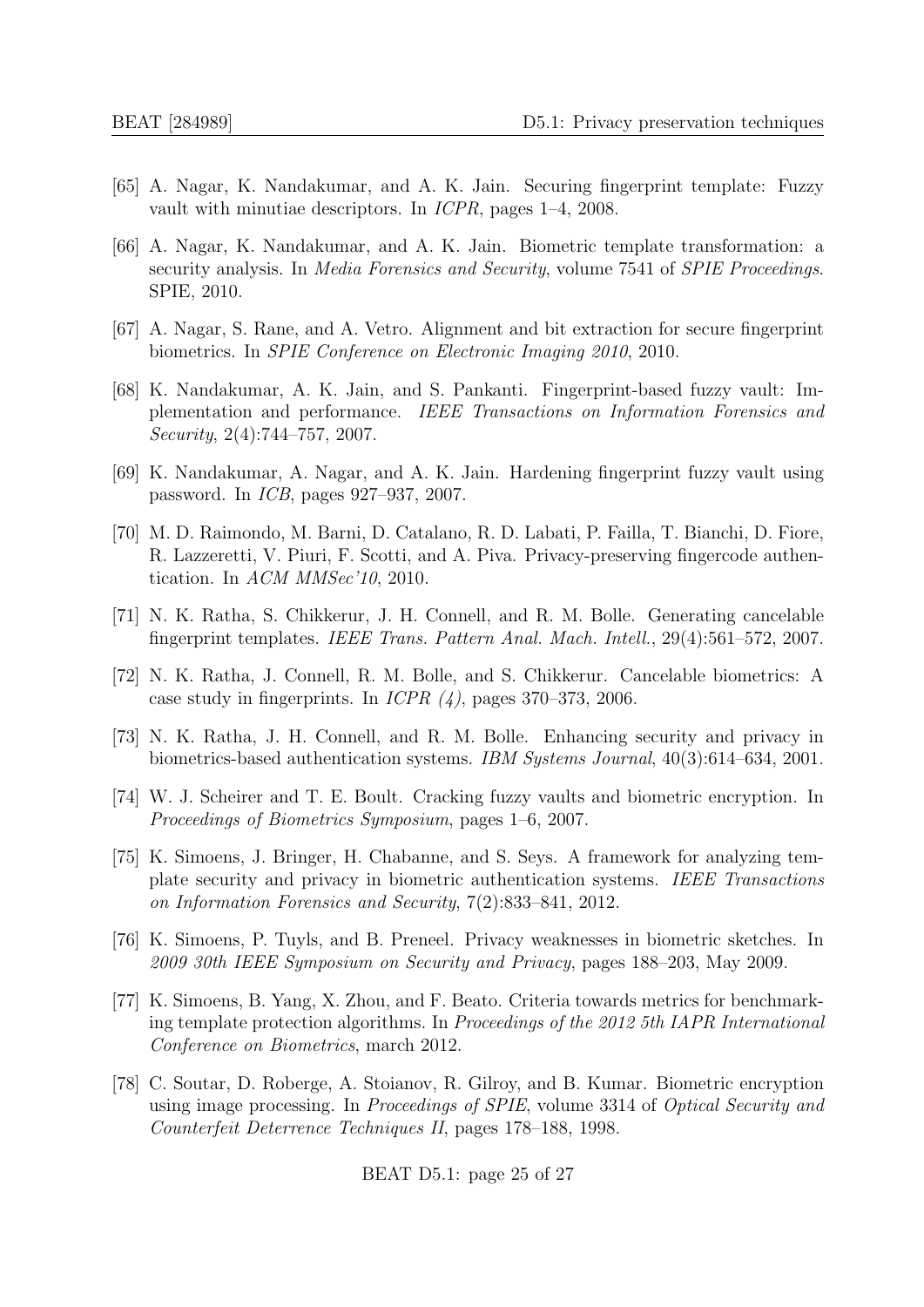[65] A. Nagar, K. Nandakumar, and A. K. Jain. Securing fingerprint template: Fuzzy vault with minutiae descriptors. In *ICPR*, pages 1–4, 2008.

[66] A. Nagar, K. Nandakumar, and A. K. Jain. Biometric template transformation: a security analysis. In *Media Forensics and Security*, volume 7541 of *SPIE Proceedings*. SPIE, 2010.

[67] A. Nagar, S. Rane, and A. Vetro. Alignment and bit extraction for secure fingerprint biometrics. In *SPIE Conference on Electronic Imaging 2010*, 2010.

[68] K. Nandakumar, A. K. Jain, and S. Pankanti. Fingerprint-based fuzzy vault: Implementation and performance. *IEEE Transactions on Information Forensics and Security*, 2(4):744–757, 2007.

[69] K. Nandakumar, A. Nagar, and A. K. Jain. Hardening fingerprint fuzzy vault using password. In *ICB*, pages 927–937, 2007.

[70] M. D. Raimondo, M. Barni, D. Catalano, R. D. Labati, P. Failla, T. Bianchi, D. Fiore, R. Lazzeretti, V. Piuri, F. Scotti, and A. Piva. Privacy-preserving fingercode authentication. In *ACM MMSec'10*, 2010.

[71] N. K. Ratha, S. Chikkerur, J. H. Connell, and R. M. Bolle. Generating cancelable fingerprint templates. *IEEE Trans. Pattern Anal. Mach. Intell.*, 29(4):561–572, 2007.

[72] N. K. Ratha, J. Connell, R. M. Bolle, and S. Chikkerur. Cancelable biometrics: A case study in fingerprints. In *ICPR (4)*, pages 370–373, 2006.

[73] N. K. Ratha, J. H. Connell, and R. M. Bolle. Enhancing security and privacy in biometrics-based authentication systems. *IBM Systems Journal*, 40(3):614–634, 2001.

[74] W. J. Scheirer and T. E. Boult. Cracking fuzzy vaults and biometric encryption. In *Proceedings of Biometrics Symposium*, pages 1–6, 2007.

[75] K. Simoens, J. Bringer, H. Chabanne, and S. Seys. A framework for analyzing template security and privacy in biometric authentication systems. *IEEE Transactions on Information Forensics and Security*, 7(2):833–841, 2012.

[76] K. Simoens, P. Tuyls, and B. Preneel. Privacy weaknesses in biometric sketches. In *2009 30th IEEE Symposium on Security and Privacy*, pages 188–203, May 2009.

[77] K. Simoens, B. Yang, X. Zhou, and F. Beato. Criteria towards metrics for benchmarking template protection algorithms. In *Proceedings of the 2012 5th IAPR International Conference on Biometrics*, march 2012.

[78] C. Soutar, D. Roberge, A. Stoianov, R. Gilroy, and B. Kumar. Biometric encryption using image processing. In *Proceedings of SPIE*, volume 3314 of *Optical Security and Counterfeit Deterrence Techniques II*, pages 178–188, 1998.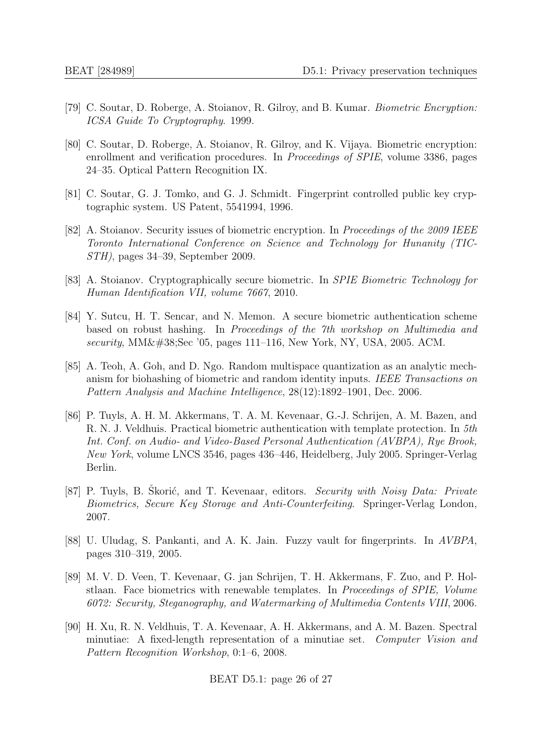[79] C. Soutar, D. Roberge, A. Stoianov, R. Gilroy, and B. Kumar. *Biometric Encryption: ICSA Guide To Cryptography*. 1999.

[80] C. Soutar, D. Roberge, A. Stoianov, R. Gilroy, and K. Vijaya. Biometric encryption: enrollment and verification procedures. In *Proceedings of SPIE*, volume 3386, pages 24–35. Optical Pattern Recognition IX.

[81] C. Soutar, G. J. Tomko, and G. J. Schmidt. Fingerprint controlled public key cryptographic system. US Patent, 5541994, 1996.

[82] A. Stoianov. Security issues of biometric encryption. In *Proceedings of the 2009 IEEE Toronto International Conference on Science and Technology for Hunanity (TIC-STH)*, pages 34–39, September 2009.

[83] A. Stoianov. Cryptographically secure biometric. In *SPIE Biometric Technology for Human Identification VII, volume 7667*, 2010.

[84] Y. Sutcu, H. T. Sencar, and N. Memon. A secure biometric authentication scheme based on robust hashing. In *Proceedings of the 7th workshop on Multimedia and security*, MM&#38;Sec '05, pages 111–116, New York, NY, USA, 2005. ACM.

[85] A. Teoh, A. Goh, and D. Ngo. Random multispace quantization as an analytic mechanism for biohashing of biometric and random identity inputs. *IEEE Transactions on Pattern Analysis and Machine Intelligence*, 28(12):1892–1901, Dec. 2006.

[86] P. Tuyls, A. H. M. Akkermans, T. A. M. Kevenaar, G.-J. Schrijen, A. M. Bazen, and R. N. J. Veldhuis. Practical biometric authentication with template protection. In *5th Int. Conf. on Audio- and Video-Based Personal Authentication (AVBPA), Rye Brook, New York*, volume LNCS 3546, pages 436–446, Heidelberg, July 2005. Springer-Verlag Berlin.

[87] P. Tuyls, B. Škorić, and T. Kevenaar, editors. *Security with Noisy Data: Private Biometrics, Secure Key Storage and Anti-Counterfeiting*. Springer-Verlag London, 2007.

[88] U. Uludag, S. Pankanti, and A. K. Jain. Fuzzy vault for fingerprints. In *AVBPA*, pages 310–319, 2005.

[89] M. V. D. Veen, T. Kevenaar, G. jan Schrijen, T. H. Akkermans, F. Zuo, and P. Holstlaan. Face biometrics with renewable templates. In *Proceedings of SPIE, Volume 6072: Security, Steganography, and Watermarking of Multimedia Contents VIII*, 2006.

[90] H. Xu, R. N. Veldhuis, T. A. Kevenaar, A. H. Akkermans, and A. M. Bazen. Spectral minutiae: A fixed-length representation of a minutiae set. *Computer Vision and Pattern Recognition Workshop*, 0:1–6, 2008.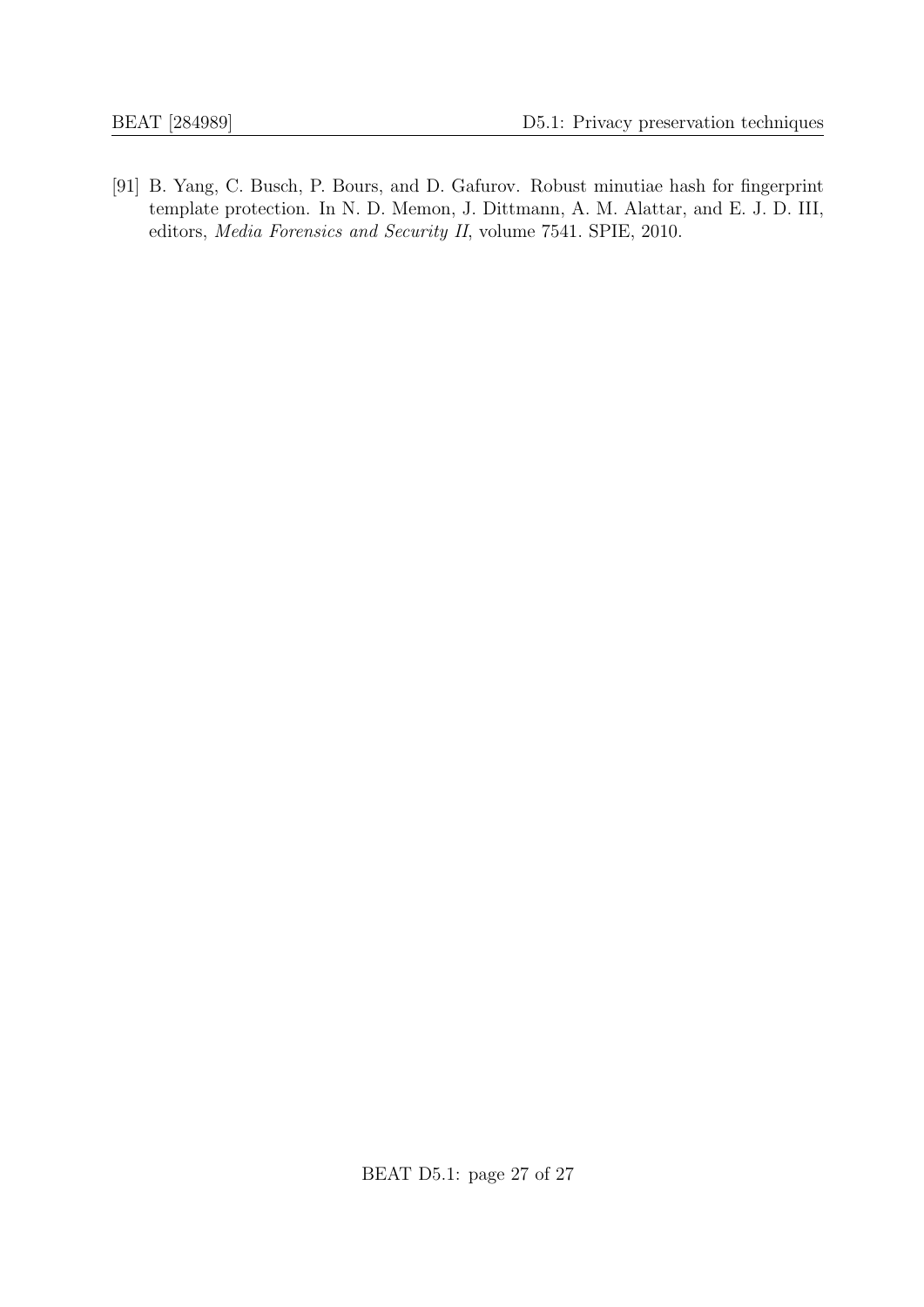[91] B. Yang, C. Busch, P. Bours, and D. Gafurov. Robust minutiae hash for fingerprint template protection. In N. D. Memon, J. Dittmann, A. M. Alattar, and E. J. D. III, editors, *Media Forensics and Security II*, volume 7541. SPIE, 2010.